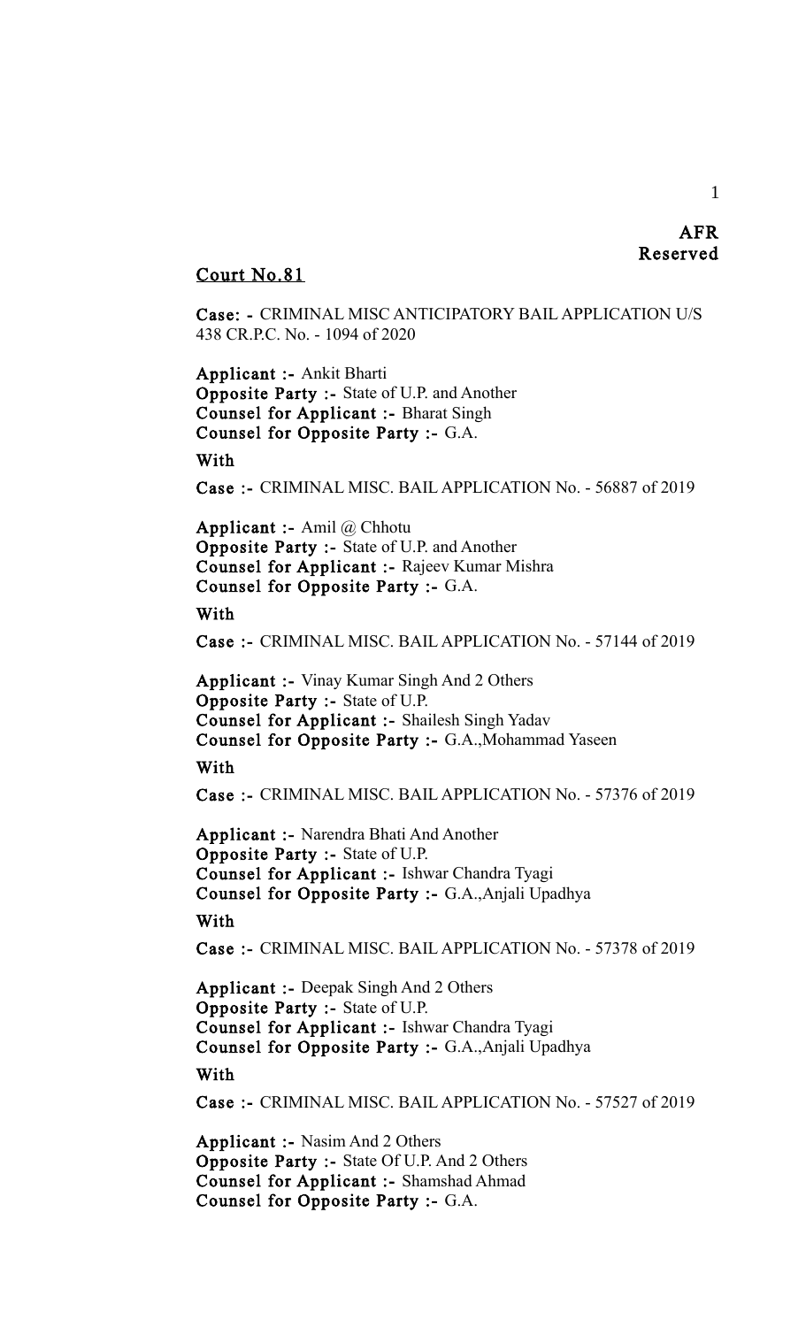**AFR**
**Reserved**

**Court No.81**

**Case: -** CRIMINAL MISC ANTICIPATORY BAIL APPLICATION U/S 438 CR.P.C. No. - 1094 of 2020

**Applicant :-** Ankit Bharti
**Opposite Party :-** State of U.P. and Another
**Counsel for Applicant :-** Bharat Singh
**Counsel for Opposite Party :-** G.A.

**With**

**Case :-** CRIMINAL MISC. BAIL APPLICATION No. - 56887 of 2019

**Applicant :-** Amil @ Chhotu
**Opposite Party :-** State of U.P. and Another
**Counsel for Applicant :-** Rajeev Kumar Mishra
**Counsel for Opposite Party :-** G.A.

**With**

**Case :-** CRIMINAL MISC. BAIL APPLICATION No. - 57144 of 2019

**Applicant :-** Vinay Kumar Singh And 2 Others
**Opposite Party :-** State of U.P.
**Counsel for Applicant :-** Shailesh Singh Yadav
**Counsel for Opposite Party :-** G.A.,Mohammad Yaseen

**With**

**Case :-** CRIMINAL MISC. BAIL APPLICATION No. - 57376 of 2019

**Applicant :-** Narendra Bhati And Another
**Opposite Party :-** State of U.P.
**Counsel for Applicant :-** Ishwar Chandra Tyagi
**Counsel for Opposite Party :-** G.A.,Anjali Upadhya

**With**

**Case :-** CRIMINAL MISC. BAIL APPLICATION No. - 57378 of 2019

**Applicant :-** Deepak Singh And 2 Others
**Opposite Party :-** State of U.P.
**Counsel for Applicant :-** Ishwar Chandra Tyagi
**Counsel for Opposite Party :-** G.A.,Anjali Upadhya

**With**

**Case :-** CRIMINAL MISC. BAIL APPLICATION No. - 57527 of 2019

**Applicant :-** Nasim And 2 Others
**Opposite Party :-** State Of U.P. And 2 Others
**Counsel for Applicant :-** Shamshad Ahmad
**Counsel for Opposite Party :-** G.A.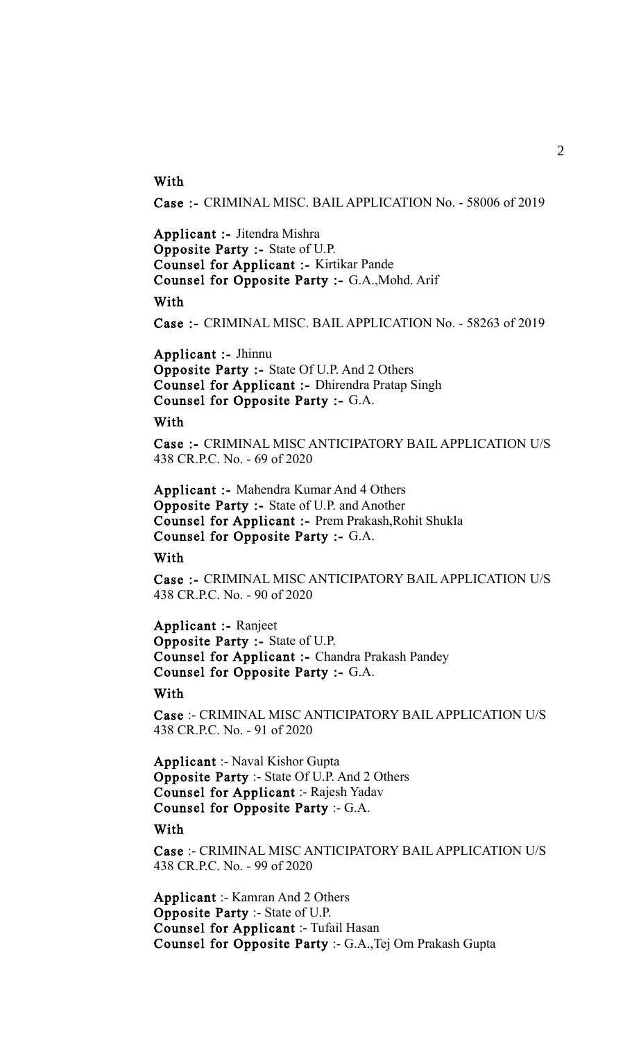**With**

**Case :-** CRIMINAL MISC. BAIL APPLICATION No. - 58006 of 2019

**Applicant :-** Jitendra Mishra
**Opposite Party :-** State of U.P.
**Counsel for Applicant :-** Kirtikar Pande
**Counsel for Opposite Party :-** G.A.,Mohd. Arif

**With**

**Case :-** CRIMINAL MISC. BAIL APPLICATION No. - 58263 of 2019

**Applicant :-** Jhinnu
**Opposite Party :-** State Of U.P. And 2 Others
**Counsel for Applicant :-** Dhirendra Pratap Singh
**Counsel for Opposite Party :-** G.A.

**With**

**Case :-** CRIMINAL MISC ANTICIPATORY BAIL APPLICATION U/S 438 CR.P.C. No. - 69 of 2020

**Applicant :-** Mahendra Kumar And 4 Others
**Opposite Party :-** State of U.P. and Another
**Counsel for Applicant :-** Prem Prakash,Rohit Shukla
**Counsel for Opposite Party :-** G.A.

**With**

**Case :-** CRIMINAL MISC ANTICIPATORY BAIL APPLICATION U/S 438 CR.P.C. No. - 90 of 2020

**Applicant :-** Ranjeet
**Opposite Party :-** State of U.P.
**Counsel for Applicant :-** Chandra Prakash Pandey
**Counsel for Opposite Party :-** G.A.

**With**

**Case** :- CRIMINAL MISC ANTICIPATORY BAIL APPLICATION U/S 438 CR.P.C. No. - 91 of 2020

**Applicant** :- Naval Kishor Gupta
**Opposite Party** :- State Of U.P. And 2 Others
**Counsel for Applicant** :- Rajesh Yadav
**Counsel for Opposite Party** :- G.A.

**With**

**Case** :- CRIMINAL MISC ANTICIPATORY BAIL APPLICATION U/S 438 CR.P.C. No. - 99 of 2020

**Applicant** :- Kamran And 2 Others
**Opposite Party** :- State of U.P.
**Counsel for Applicant** :- Tufail Hasan
**Counsel for Opposite Party** :- G.A.,Tej Om Prakash Gupta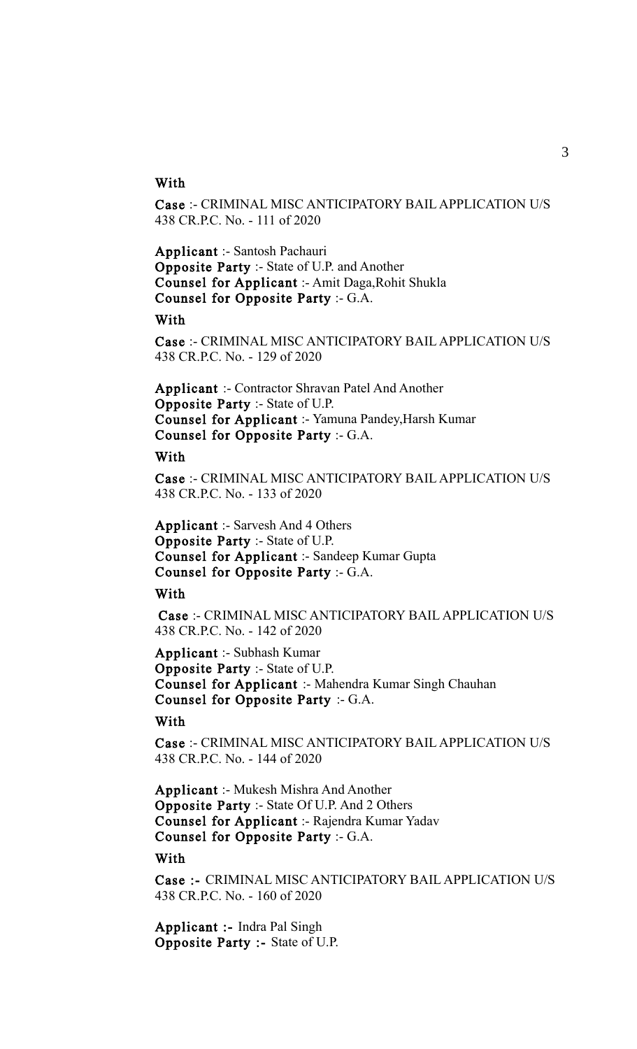**With**

**Case** :- CRIMINAL MISC ANTICIPATORY BAIL APPLICATION U/S 438 CR.P.C. No. - 111 of 2020

**Applicant** :- Santosh Pachauri
**Opposite Party** :- State of U.P. and Another
**Counsel for Applicant** :- Amit Daga,Rohit Shukla
**Counsel for Opposite Party** :- G.A.

**With**

**Case** :- CRIMINAL MISC ANTICIPATORY BAIL APPLICATION U/S 438 CR.P.C. No. - 129 of 2020

**Applicant** :- Contractor Shravan Patel And Another
**Opposite Party** :- State of U.P.
**Counsel for Applicant** :- Yamuna Pandey,Harsh Kumar
**Counsel for Opposite Party** :- G.A.

**With**

**Case** :- CRIMINAL MISC ANTICIPATORY BAIL APPLICATION U/S 438 CR.P.C. No. - 133 of 2020

**Applicant** :- Sarvesh And 4 Others
**Opposite Party** :- State of U.P.
**Counsel for Applicant** :- Sandeep Kumar Gupta
**Counsel for Opposite Party** :- G.A.

**With**

**Case** :- CRIMINAL MISC ANTICIPATORY BAIL APPLICATION U/S 438 CR.P.C. No. - 142 of 2020

**Applicant** :- Subhash Kumar
**Opposite Party** :- State of U.P.
**Counsel for Applicant** :- Mahendra Kumar Singh Chauhan
**Counsel for Opposite Party** :- G.A.

**With**

**Case** :- CRIMINAL MISC ANTICIPATORY BAIL APPLICATION U/S 438 CR.P.C. No. - 144 of 2020

**Applicant** :- Mukesh Mishra And Another
**Opposite Party** :- State Of U.P. And 2 Others
**Counsel for Applicant** :- Rajendra Kumar Yadav
**Counsel for Opposite Party** :- G.A.

**With**

**Case :-** CRIMINAL MISC ANTICIPATORY BAIL APPLICATION U/S 438 CR.P.C. No. - 160 of 2020

**Applicant :-** Indra Pal Singh
**Opposite Party :-** State of U.P.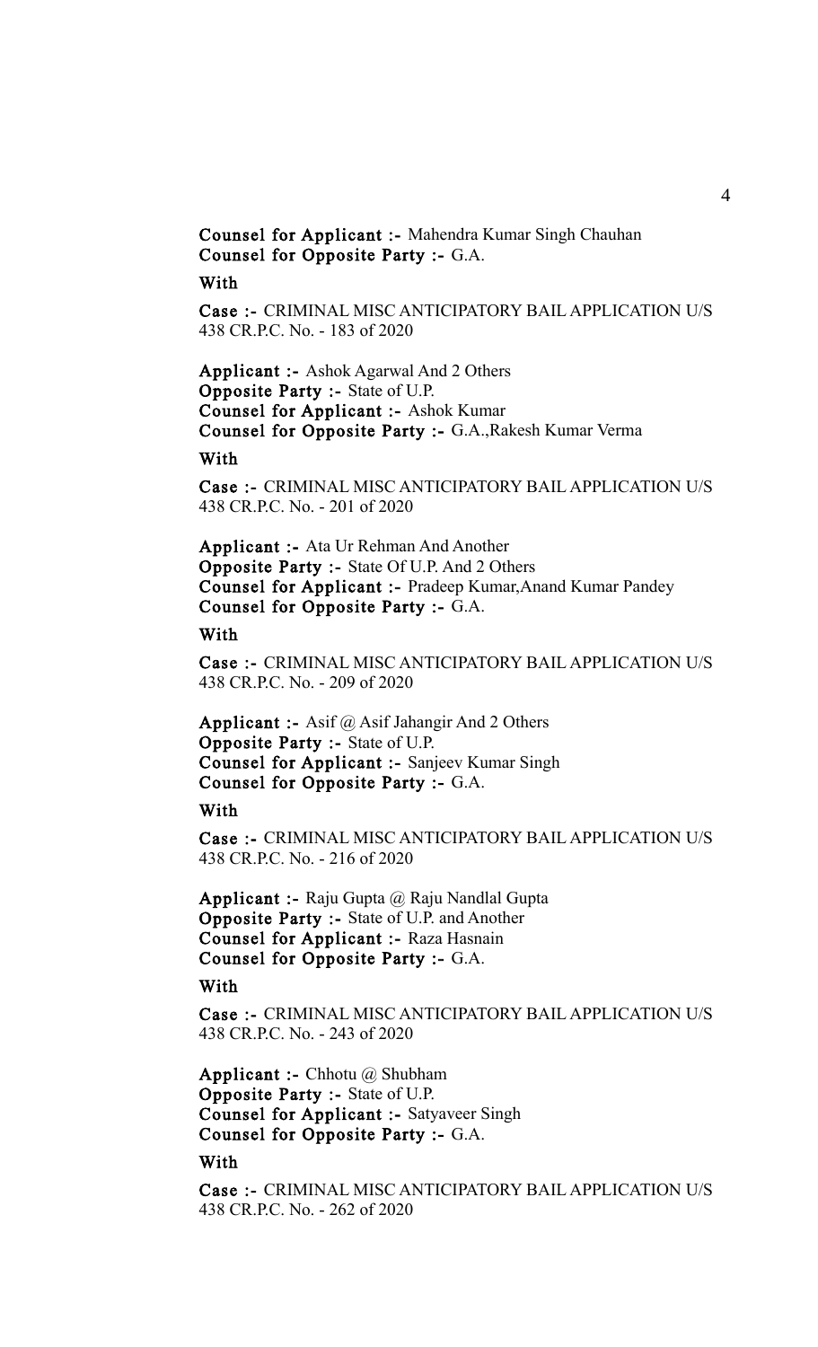**Counsel for Applicant :-** Mahendra Kumar Singh Chauhan
**Counsel for Opposite Party :-** G.A.

**With**

**Case :-** CRIMINAL MISC ANTICIPATORY BAIL APPLICATION U/S 438 CR.P.C. No. - 183 of 2020

**Applicant :-** Ashok Agarwal And 2 Others
**Opposite Party :-** State of U.P.
**Counsel for Applicant :-** Ashok Kumar
**Counsel for Opposite Party :-** G.A.,Rakesh Kumar Verma

**With**

**Case :-** CRIMINAL MISC ANTICIPATORY BAIL APPLICATION U/S 438 CR.P.C. No. - 201 of 2020

**Applicant :-** Ata Ur Rehman And Another
**Opposite Party :-** State Of U.P. And 2 Others
**Counsel for Applicant :-** Pradeep Kumar,Anand Kumar Pandey
**Counsel for Opposite Party :-** G.A.

**With**

**Case :-** CRIMINAL MISC ANTICIPATORY BAIL APPLICATION U/S 438 CR.P.C. No. - 209 of 2020

**Applicant :-** Asif @ Asif Jahangir And 2 Others
**Opposite Party :-** State of U.P.
**Counsel for Applicant :-** Sanjeev Kumar Singh
**Counsel for Opposite Party :-** G.A.

**With**

**Case :-** CRIMINAL MISC ANTICIPATORY BAIL APPLICATION U/S 438 CR.P.C. No. - 216 of 2020

**Applicant :-** Raju Gupta @ Raju Nandlal Gupta
**Opposite Party :-** State of U.P. and Another
**Counsel for Applicant :-** Raza Hasnain
**Counsel for Opposite Party :-** G.A.

**With**

**Case :-** CRIMINAL MISC ANTICIPATORY BAIL APPLICATION U/S 438 CR.P.C. No. - 243 of 2020

**Applicant :-** Chhotu @ Shubham
**Opposite Party :-** State of U.P.
**Counsel for Applicant :-** Satyaveer Singh
**Counsel for Opposite Party :-** G.A.

**With**

**Case :-** CRIMINAL MISC ANTICIPATORY BAIL APPLICATION U/S 438 CR.P.C. No. - 262 of 2020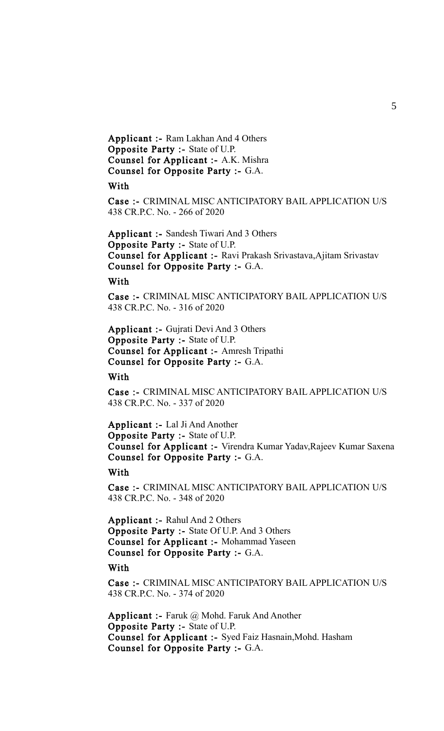**Applicant :-** Ram Lakhan And 4 Others
**Opposite Party :-** State of U.P.
**Counsel for Applicant :-** A.K. Mishra
**Counsel for Opposite Party :-** G.A.

**With**

**Case :-** CRIMINAL MISC ANTICIPATORY BAIL APPLICATION U/S 438 CR.P.C. No. - 266 of 2020

**Applicant :-** Sandesh Tiwari And 3 Others
**Opposite Party :-** State of U.P.
**Counsel for Applicant :-** Ravi Prakash Srivastava,Ajitam Srivastav
**Counsel for Opposite Party :-** G.A.

**With**

**Case :-** CRIMINAL MISC ANTICIPATORY BAIL APPLICATION U/S 438 CR.P.C. No. - 316 of 2020

**Applicant :-** Gujrati Devi And 3 Others
**Opposite Party :-** State of U.P.
**Counsel for Applicant :-** Amresh Tripathi
**Counsel for Opposite Party :-** G.A.

**With**

**Case :-** CRIMINAL MISC ANTICIPATORY BAIL APPLICATION U/S 438 CR.P.C. No. - 337 of 2020

**Applicant :-** Lal Ji And Another
**Opposite Party :-** State of U.P.
**Counsel for Applicant :-** Virendra Kumar Yadav,Rajeev Kumar Saxena
**Counsel for Opposite Party :-** G.A.

**With**

**Case :-** CRIMINAL MISC ANTICIPATORY BAIL APPLICATION U/S 438 CR.P.C. No. - 348 of 2020

**Applicant :-** Rahul And 2 Others
**Opposite Party :-** State Of U.P. And 3 Others
**Counsel for Applicant :-** Mohammad Yaseen
**Counsel for Opposite Party :-** G.A.

**With**

**Case :-** CRIMINAL MISC ANTICIPATORY BAIL APPLICATION U/S 438 CR.P.C. No. - 374 of 2020

**Applicant :-** Faruk @ Mohd. Faruk And Another
**Opposite Party :-** State of U.P.
**Counsel for Applicant :-** Syed Faiz Hasnain,Mohd. Hasham
**Counsel for Opposite Party :-** G.A.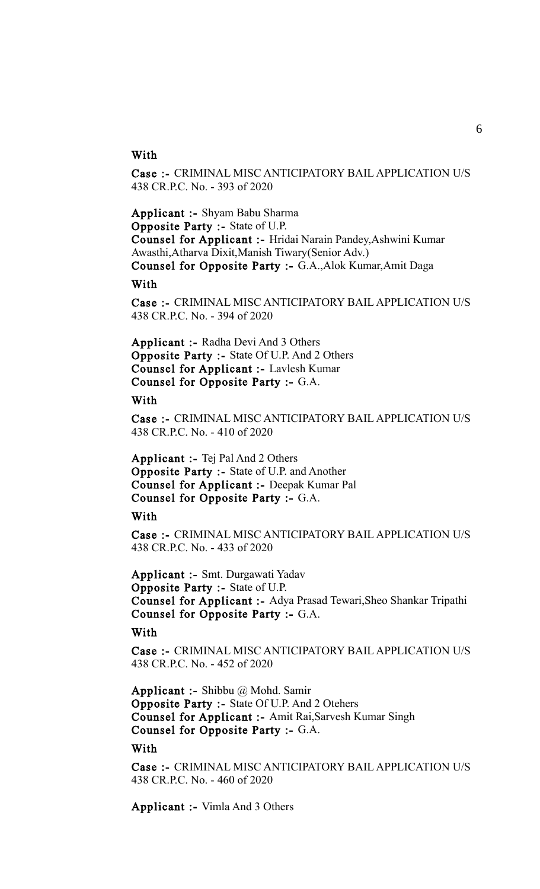**With**

**Case :-** CRIMINAL MISC ANTICIPATORY BAIL APPLICATION U/S 438 CR.P.C. No. - 393 of 2020

**Applicant :-** Shyam Babu Sharma
**Opposite Party :-** State of U.P.
**Counsel for Applicant :-** Hridai Narain Pandey,Ashwini Kumar Awasthi,Atharva Dixit,Manish Tiwary(Senior Adv.)
**Counsel for Opposite Party :-** G.A.,Alok Kumar,Amit Daga

**With**

**Case :-** CRIMINAL MISC ANTICIPATORY BAIL APPLICATION U/S 438 CR.P.C. No. - 394 of 2020

**Applicant :-** Radha Devi And 3 Others
**Opposite Party :-** State Of U.P. And 2 Others
**Counsel for Applicant :-** Lavlesh Kumar
**Counsel for Opposite Party :-** G.A.

**With**

**Case :-** CRIMINAL MISC ANTICIPATORY BAIL APPLICATION U/S 438 CR.P.C. No. - 410 of 2020

**Applicant :-** Tej Pal And 2 Others
**Opposite Party :-** State of U.P. and Another
**Counsel for Applicant :-** Deepak Kumar Pal
**Counsel for Opposite Party :-** G.A.

**With**

**Case :-** CRIMINAL MISC ANTICIPATORY BAIL APPLICATION U/S 438 CR.P.C. No. - 433 of 2020

**Applicant :-** Smt. Durgawati Yadav
**Opposite Party :-** State of U.P.
**Counsel for Applicant :-** Adya Prasad Tewari,Sheo Shankar Tripathi
**Counsel for Opposite Party :-** G.A.

**With**

**Case :-** CRIMINAL MISC ANTICIPATORY BAIL APPLICATION U/S 438 CR.P.C. No. - 452 of 2020

**Applicant :-** Shibbu @ Mohd. Samir
**Opposite Party :-** State Of U.P. And 2 Otehers
**Counsel for Applicant :-** Amit Rai,Sarvesh Kumar Singh
**Counsel for Opposite Party :-** G.A.

**With**

**Case :-** CRIMINAL MISC ANTICIPATORY BAIL APPLICATION U/S 438 CR.P.C. No. - 460 of 2020

**Applicant :-** Vimla And 3 Others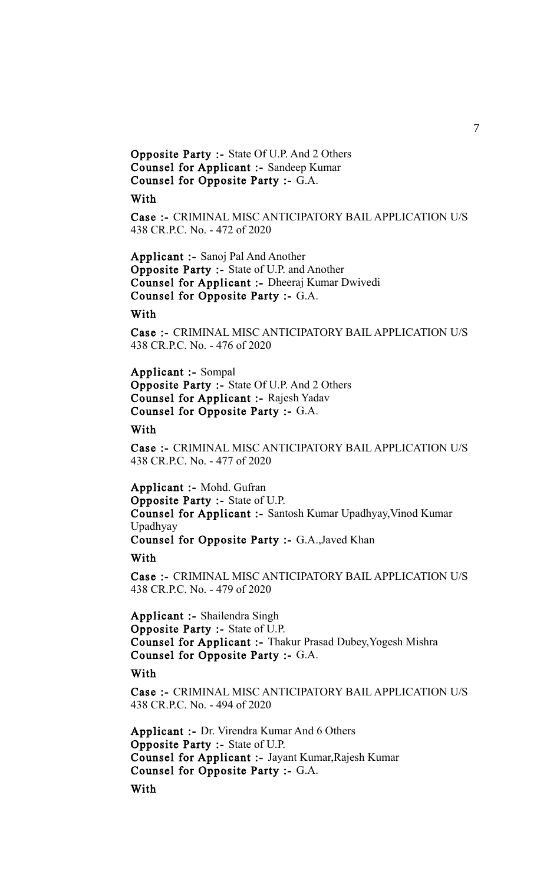**Opposite Party :-** State Of U.P. And 2 Others
**Counsel for Applicant :-** Sandeep Kumar
**Counsel for Opposite Party :-** G.A.

**With**

**Case :-** CRIMINAL MISC ANTICIPATORY BAIL APPLICATION U/S 438 CR.P.C. No. - 472 of 2020

**Applicant :-** Sanoj Pal And Another
**Opposite Party :-** State of U.P. and Another
**Counsel for Applicant :-** Dheeraj Kumar Dwivedi
**Counsel for Opposite Party :-** G.A.

**With**

**Case :-** CRIMINAL MISC ANTICIPATORY BAIL APPLICATION U/S 438 CR.P.C. No. - 476 of 2020

**Applicant :-** Sompal
**Opposite Party :-** State Of U.P. And 2 Others
**Counsel for Applicant :-** Rajesh Yadav
**Counsel for Opposite Party :-** G.A.

**With**

**Case :-** CRIMINAL MISC ANTICIPATORY BAIL APPLICATION U/S 438 CR.P.C. No. - 477 of 2020

**Applicant :-** Mohd. Gufran
**Opposite Party :-** State of U.P.
**Counsel for Applicant :-** Santosh Kumar Upadhyay,Vinod Kumar Upadhyay
**Counsel for Opposite Party :-** G.A.,Javed Khan

**With**

**Case :-** CRIMINAL MISC ANTICIPATORY BAIL APPLICATION U/S 438 CR.P.C. No. - 479 of 2020

**Applicant :-** Shailendra Singh
**Opposite Party :-** State of U.P.
**Counsel for Applicant :-** Thakur Prasad Dubey,Yogesh Mishra
**Counsel for Opposite Party :-** G.A.

**With**

**Case :-** CRIMINAL MISC ANTICIPATORY BAIL APPLICATION U/S 438 CR.P.C. No. - 494 of 2020

**Applicant :-** Dr. Virendra Kumar And 6 Others
**Opposite Party :-** State of U.P.
**Counsel for Applicant :-** Jayant Kumar,Rajesh Kumar
**Counsel for Opposite Party :-** G.A.

**With**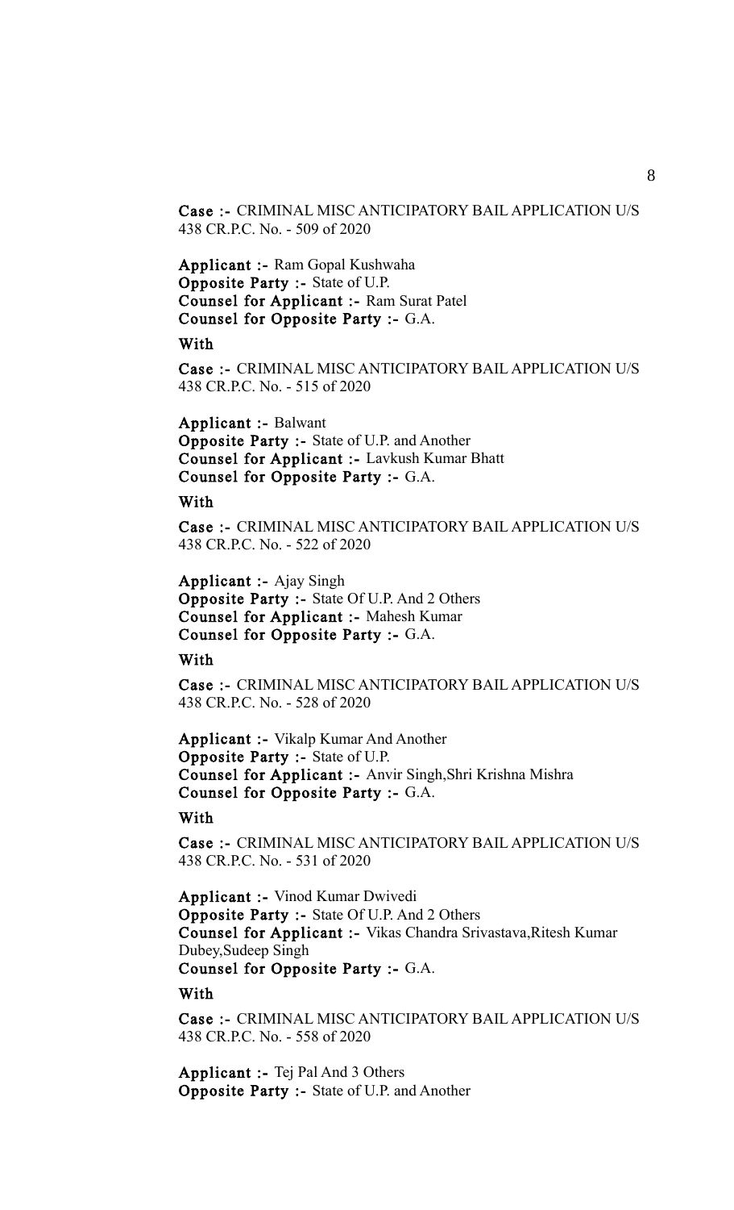**Case :-** CRIMINAL MISC ANTICIPATORY BAIL APPLICATION U/S 438 CR.P.C. No. - 509 of 2020

**Applicant :-** Ram Gopal Kushwaha
**Opposite Party :-** State of U.P.
**Counsel for Applicant :-** Ram Surat Patel
**Counsel for Opposite Party :-** G.A.

**With**

**Case :-** CRIMINAL MISC ANTICIPATORY BAIL APPLICATION U/S 438 CR.P.C. No. - 515 of 2020

**Applicant :-** Balwant
**Opposite Party :-** State of U.P. and Another
**Counsel for Applicant :-** Lavkush Kumar Bhatt
**Counsel for Opposite Party :-** G.A.

**With**

**Case :-** CRIMINAL MISC ANTICIPATORY BAIL APPLICATION U/S 438 CR.P.C. No. - 522 of 2020

**Applicant :-** Ajay Singh
**Opposite Party :-** State Of U.P. And 2 Others
**Counsel for Applicant :-** Mahesh Kumar
**Counsel for Opposite Party :-** G.A.

**With**

**Case :-** CRIMINAL MISC ANTICIPATORY BAIL APPLICATION U/S 438 CR.P.C. No. - 528 of 2020

**Applicant :-** Vikalp Kumar And Another
**Opposite Party :-** State of U.P.
**Counsel for Applicant :-** Anvir Singh,Shri Krishna Mishra
**Counsel for Opposite Party :-** G.A.

**With**

**Case :-** CRIMINAL MISC ANTICIPATORY BAIL APPLICATION U/S 438 CR.P.C. No. - 531 of 2020

**Applicant :-** Vinod Kumar Dwivedi
**Opposite Party :-** State Of U.P. And 2 Others
**Counsel for Applicant :-** Vikas Chandra Srivastava,Ritesh Kumar Dubey,Sudeep Singh
**Counsel for Opposite Party :-** G.A.

**With**

**Case :-** CRIMINAL MISC ANTICIPATORY BAIL APPLICATION U/S 438 CR.P.C. No. - 558 of 2020

**Applicant :-** Tej Pal And 3 Others
**Opposite Party :-** State of U.P. and Another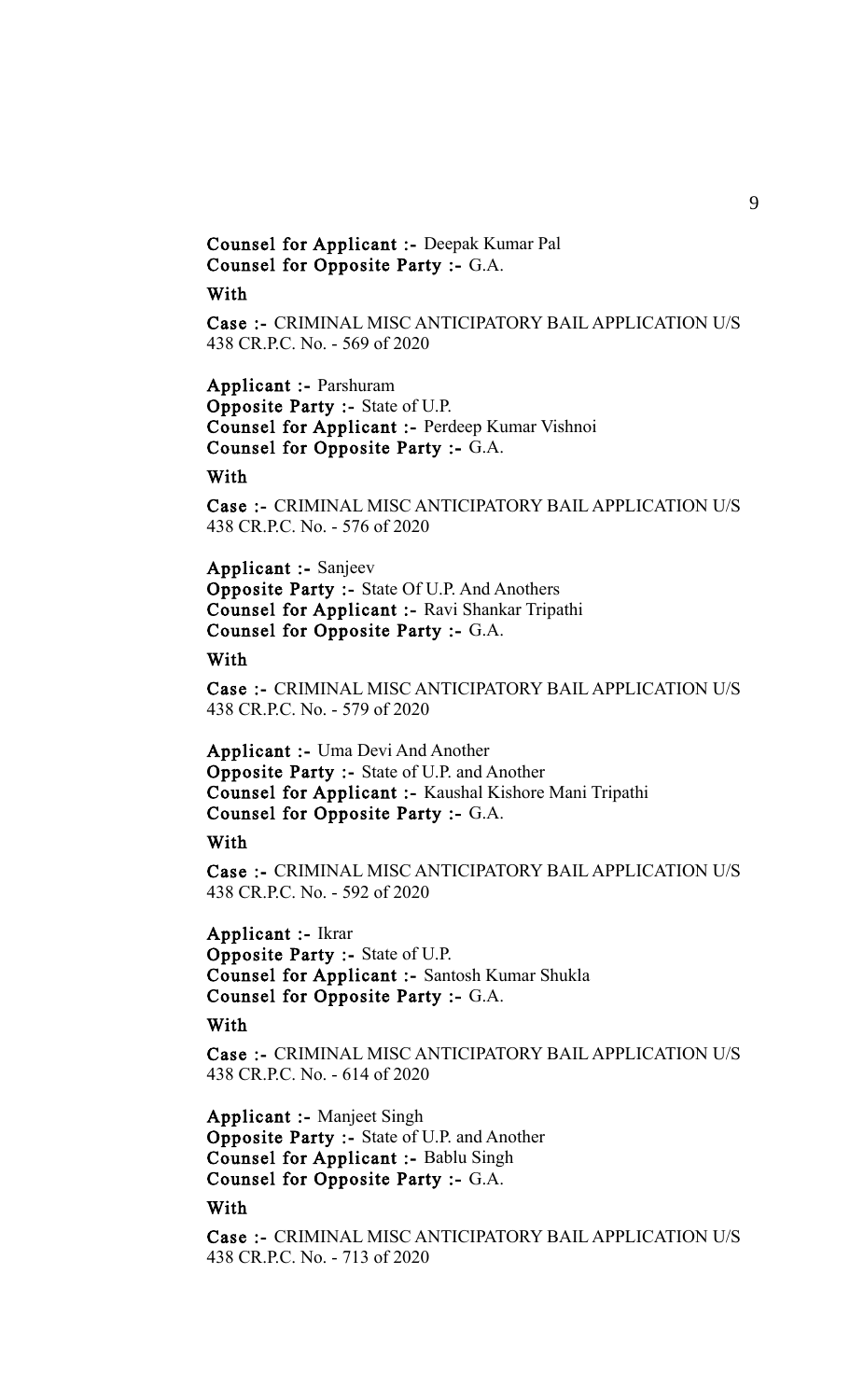**Counsel for Applicant :-** Deepak Kumar Pal
**Counsel for Opposite Party :-** G.A.

**With**

**Case :-** CRIMINAL MISC ANTICIPATORY BAIL APPLICATION U/S 438 CR.P.C. No. - 569 of 2020

**Applicant :-** Parshuram
**Opposite Party :-** State of U.P.
**Counsel for Applicant :-** Perdeep Kumar Vishnoi
**Counsel for Opposite Party :-** G.A.

**With**

**Case :-** CRIMINAL MISC ANTICIPATORY BAIL APPLICATION U/S 438 CR.P.C. No. - 576 of 2020

**Applicant :-** Sanjeev
**Opposite Party :-** State Of U.P. And Anothers
**Counsel for Applicant :-** Ravi Shankar Tripathi
**Counsel for Opposite Party :-** G.A.

**With**

**Case :-** CRIMINAL MISC ANTICIPATORY BAIL APPLICATION U/S 438 CR.P.C. No. - 579 of 2020

**Applicant :-** Uma Devi And Another
**Opposite Party :-** State of U.P. and Another
**Counsel for Applicant :-** Kaushal Kishore Mani Tripathi
**Counsel for Opposite Party :-** G.A.

**With**

**Case :-** CRIMINAL MISC ANTICIPATORY BAIL APPLICATION U/S 438 CR.P.C. No. - 592 of 2020

**Applicant :-** Ikrar
**Opposite Party :-** State of U.P.
**Counsel for Applicant :-** Santosh Kumar Shukla
**Counsel for Opposite Party :-** G.A.

**With**

**Case :-** CRIMINAL MISC ANTICIPATORY BAIL APPLICATION U/S 438 CR.P.C. No. - 614 of 2020

**Applicant :-** Manjeet Singh
**Opposite Party :-** State of U.P. and Another
**Counsel for Applicant :-** Bablu Singh
**Counsel for Opposite Party :-** G.A.

**With**

**Case :-** CRIMINAL MISC ANTICIPATORY BAIL APPLICATION U/S 438 CR.P.C. No. - 713 of 2020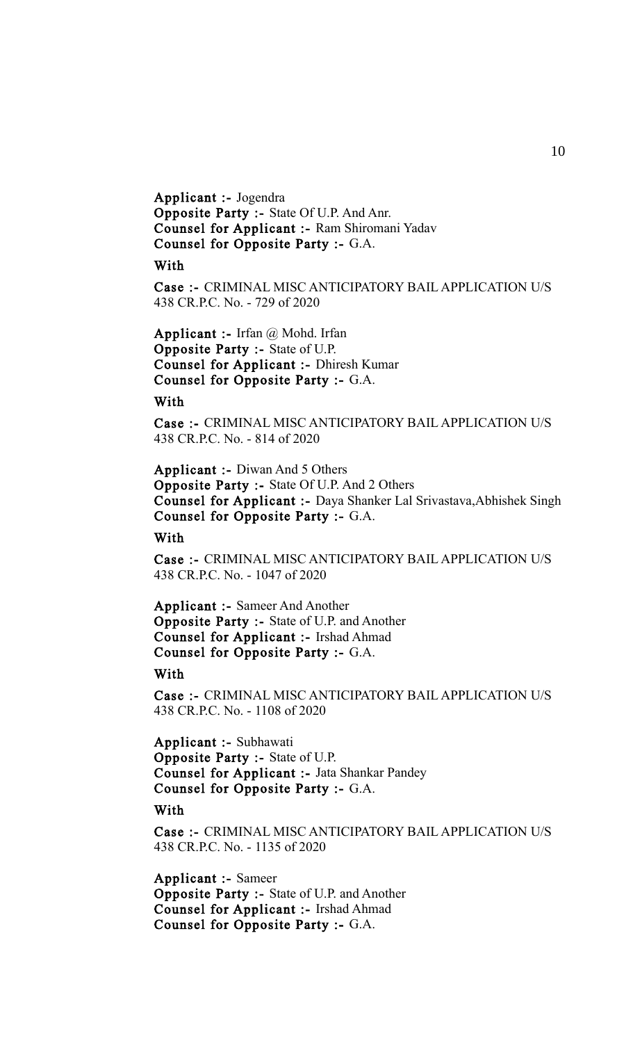**Applicant :-** Jogendra
**Opposite Party :-** State Of U.P. And Anr.
**Counsel for Applicant :-** Ram Shiromani Yadav
**Counsel for Opposite Party :-** G.A.

**With**

**Case :-** CRIMINAL MISC ANTICIPATORY BAIL APPLICATION U/S 438 CR.P.C. No. - 729 of 2020

**Applicant :-** Irfan @ Mohd. Irfan
**Opposite Party :-** State of U.P.
**Counsel for Applicant :-** Dhiresh Kumar
**Counsel for Opposite Party :-** G.A.

**With**

**Case :-** CRIMINAL MISC ANTICIPATORY BAIL APPLICATION U/S 438 CR.P.C. No. - 814 of 2020

**Applicant :-** Diwan And 5 Others
**Opposite Party :-** State Of U.P. And 2 Others
**Counsel for Applicant :-** Daya Shanker Lal Srivastava,Abhishek Singh
**Counsel for Opposite Party :-** G.A.

**With**

**Case :-** CRIMINAL MISC ANTICIPATORY BAIL APPLICATION U/S 438 CR.P.C. No. - 1047 of 2020

**Applicant :-** Sameer And Another
**Opposite Party :-** State of U.P. and Another
**Counsel for Applicant :-** Irshad Ahmad
**Counsel for Opposite Party :-** G.A.

**With**

**Case :-** CRIMINAL MISC ANTICIPATORY BAIL APPLICATION U/S 438 CR.P.C. No. - 1108 of 2020

**Applicant :-** Subhawati
**Opposite Party :-** State of U.P.
**Counsel for Applicant :-** Jata Shankar Pandey
**Counsel for Opposite Party :-** G.A.

**With**

**Case :-** CRIMINAL MISC ANTICIPATORY BAIL APPLICATION U/S 438 CR.P.C. No. - 1135 of 2020

**Applicant :-** Sameer
**Opposite Party :-** State of U.P. and Another
**Counsel for Applicant :-** Irshad Ahmad
**Counsel for Opposite Party :-** G.A.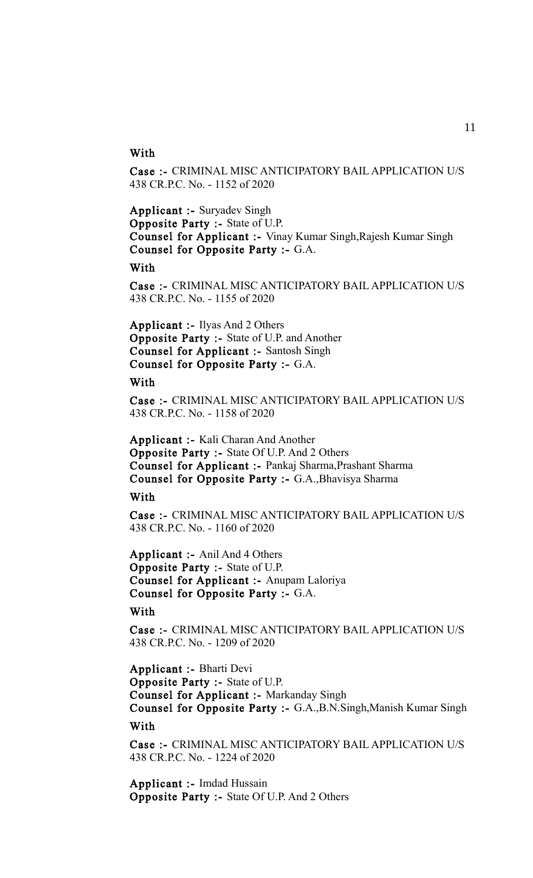**With**

**Case :-** CRIMINAL MISC ANTICIPATORY BAIL APPLICATION U/S 438 CR.P.C. No. - 1152 of 2020

**Applicant :-** Suryadev Singh
**Opposite Party :-** State of U.P.
**Counsel for Applicant :-** Vinay Kumar Singh,Rajesh Kumar Singh
**Counsel for Opposite Party :-** G.A.

**With**

**Case :-** CRIMINAL MISC ANTICIPATORY BAIL APPLICATION U/S 438 CR.P.C. No. - 1155 of 2020

**Applicant :-** Ilyas And 2 Others
**Opposite Party :-** State of U.P. and Another
**Counsel for Applicant :-** Santosh Singh
**Counsel for Opposite Party :-** G.A.

**With**

**Case :-** CRIMINAL MISC ANTICIPATORY BAIL APPLICATION U/S 438 CR.P.C. No. - 1158 of 2020

**Applicant :-** Kali Charan And Another
**Opposite Party :-** State Of U.P. And 2 Others
**Counsel for Applicant :-** Pankaj Sharma,Prashant Sharma
**Counsel for Opposite Party :-** G.A.,Bhavisya Sharma

**With**

**Case :-** CRIMINAL MISC ANTICIPATORY BAIL APPLICATION U/S 438 CR.P.C. No. - 1160 of 2020

**Applicant :-** Anil And 4 Others
**Opposite Party :-** State of U.P.
**Counsel for Applicant :-** Anupam Laloriya
**Counsel for Opposite Party :-** G.A.

**With**

**Case :-** CRIMINAL MISC ANTICIPATORY BAIL APPLICATION U/S 438 CR.P.C. No. - 1209 of 2020

**Applicant :-** Bharti Devi
**Opposite Party :-** State of U.P.
**Counsel for Applicant :-** Markanday Singh
**Counsel for Opposite Party :-** G.A.,B.N.Singh,Manish Kumar Singh

**With**

**Case :-** CRIMINAL MISC ANTICIPATORY BAIL APPLICATION U/S 438 CR.P.C. No. - 1224 of 2020

**Applicant :-** Imdad Hussain
**Opposite Party :-** State Of U.P. And 2 Others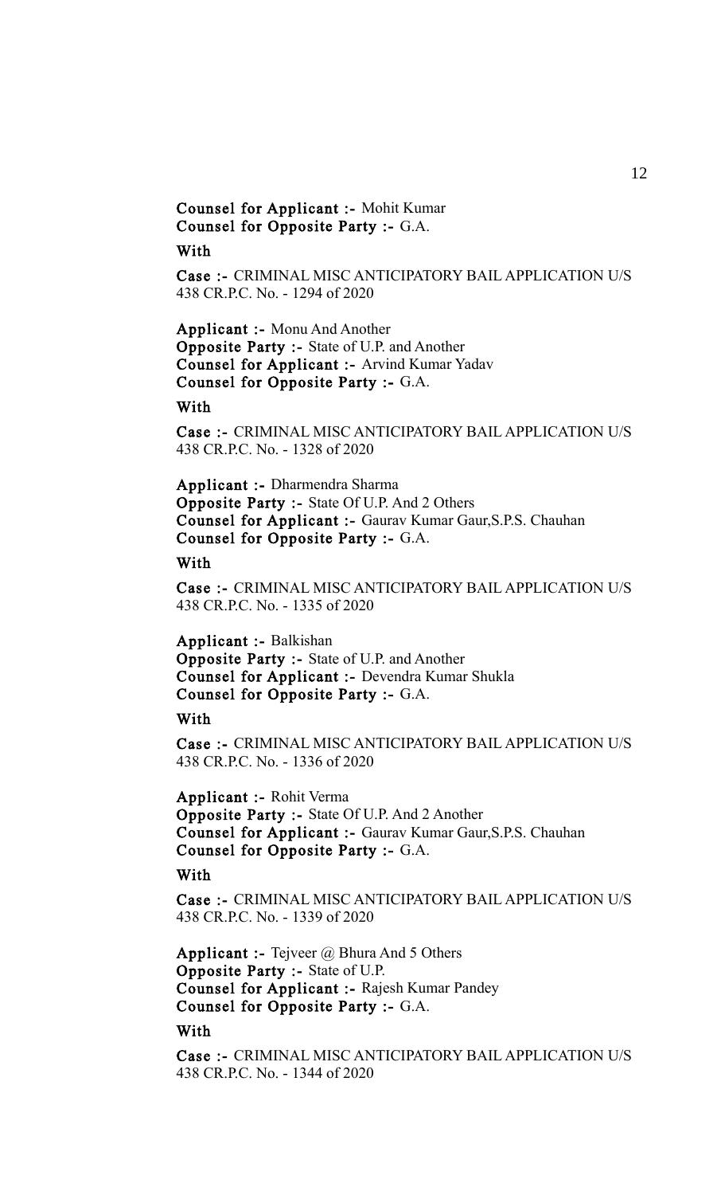**Counsel for Applicant :-** Mohit Kumar
**Counsel for Opposite Party :-** G.A.

**With**

**Case :-** CRIMINAL MISC ANTICIPATORY BAIL APPLICATION U/S 438 CR.P.C. No. - 1294 of 2020

**Applicant :-** Monu And Another
**Opposite Party :-** State of U.P. and Another
**Counsel for Applicant :-** Arvind Kumar Yadav
**Counsel for Opposite Party :-** G.A.

**With**

**Case :-** CRIMINAL MISC ANTICIPATORY BAIL APPLICATION U/S 438 CR.P.C. No. - 1328 of 2020

**Applicant :-** Dharmendra Sharma
**Opposite Party :-** State Of U.P. And 2 Others
**Counsel for Applicant :-** Gaurav Kumar Gaur,S.P.S. Chauhan
**Counsel for Opposite Party :-** G.A.

**With**

**Case :-** CRIMINAL MISC ANTICIPATORY BAIL APPLICATION U/S 438 CR.P.C. No. - 1335 of 2020

**Applicant :-** Balkishan
**Opposite Party :-** State of U.P. and Another
**Counsel for Applicant :-** Devendra Kumar Shukla
**Counsel for Opposite Party :-** G.A.

**With**

**Case :-** CRIMINAL MISC ANTICIPATORY BAIL APPLICATION U/S 438 CR.P.C. No. - 1336 of 2020

**Applicant :-** Rohit Verma
**Opposite Party :-** State Of U.P. And 2 Another
**Counsel for Applicant :-** Gaurav Kumar Gaur,S.P.S. Chauhan
**Counsel for Opposite Party :-** G.A.

**With**

**Case :-** CRIMINAL MISC ANTICIPATORY BAIL APPLICATION U/S 438 CR.P.C. No. - 1339 of 2020

**Applicant :-** Tejveer @ Bhura And 5 Others
**Opposite Party :-** State of U.P.
**Counsel for Applicant :-** Rajesh Kumar Pandey
**Counsel for Opposite Party :-** G.A.

**With**

**Case :-** CRIMINAL MISC ANTICIPATORY BAIL APPLICATION U/S 438 CR.P.C. No. - 1344 of 2020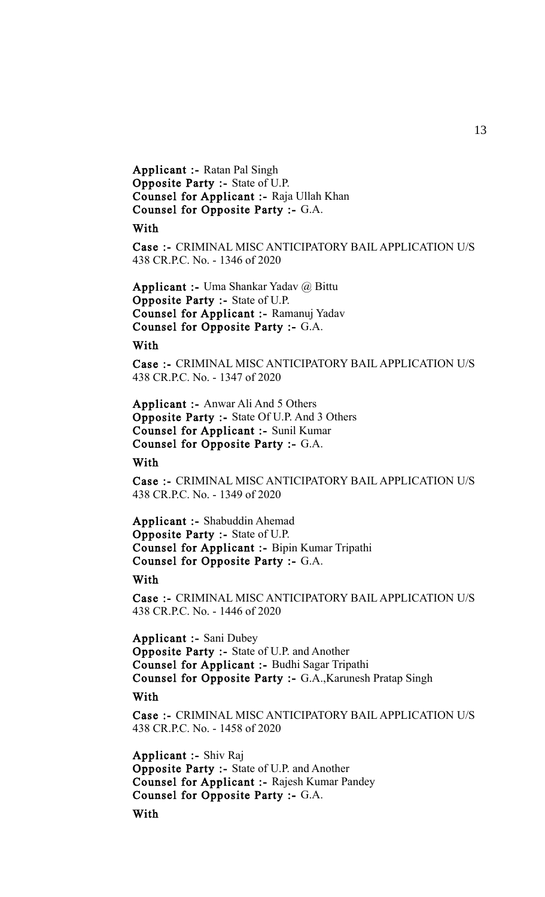**Applicant :-** Ratan Pal Singh
**Opposite Party :-** State of U.P.
**Counsel for Applicant :-** Raja Ullah Khan
**Counsel for Opposite Party :-** G.A.

**With**

**Case :-** CRIMINAL MISC ANTICIPATORY BAIL APPLICATION U/S 438 CR.P.C. No. - 1346 of 2020

**Applicant :-** Uma Shankar Yadav @ Bittu
**Opposite Party :-** State of U.P.
**Counsel for Applicant :-** Ramanuj Yadav
**Counsel for Opposite Party :-** G.A.

**With**

**Case :-** CRIMINAL MISC ANTICIPATORY BAIL APPLICATION U/S 438 CR.P.C. No. - 1347 of 2020

**Applicant :-** Anwar Ali And 5 Others
**Opposite Party :-** State Of U.P. And 3 Others
**Counsel for Applicant :-** Sunil Kumar
**Counsel for Opposite Party :-** G.A.

**With**

**Case :-** CRIMINAL MISC ANTICIPATORY BAIL APPLICATION U/S 438 CR.P.C. No. - 1349 of 2020

**Applicant :-** Shabuddin Ahemad
**Opposite Party :-** State of U.P.
**Counsel for Applicant :-** Bipin Kumar Tripathi
**Counsel for Opposite Party :-** G.A.

**With**

**Case :-** CRIMINAL MISC ANTICIPATORY BAIL APPLICATION U/S 438 CR.P.C. No. - 1446 of 2020

**Applicant :-** Sani Dubey
**Opposite Party :-** State of U.P. and Another
**Counsel for Applicant :-** Budhi Sagar Tripathi
**Counsel for Opposite Party :-** G.A.,Karunesh Pratap Singh

**With**

**Case :-** CRIMINAL MISC ANTICIPATORY BAIL APPLICATION U/S 438 CR.P.C. No. - 1458 of 2020

**Applicant :-** Shiv Raj
**Opposite Party :-** State of U.P. and Another
**Counsel for Applicant :-** Rajesh Kumar Pandey
**Counsel for Opposite Party :-** G.A.

**With**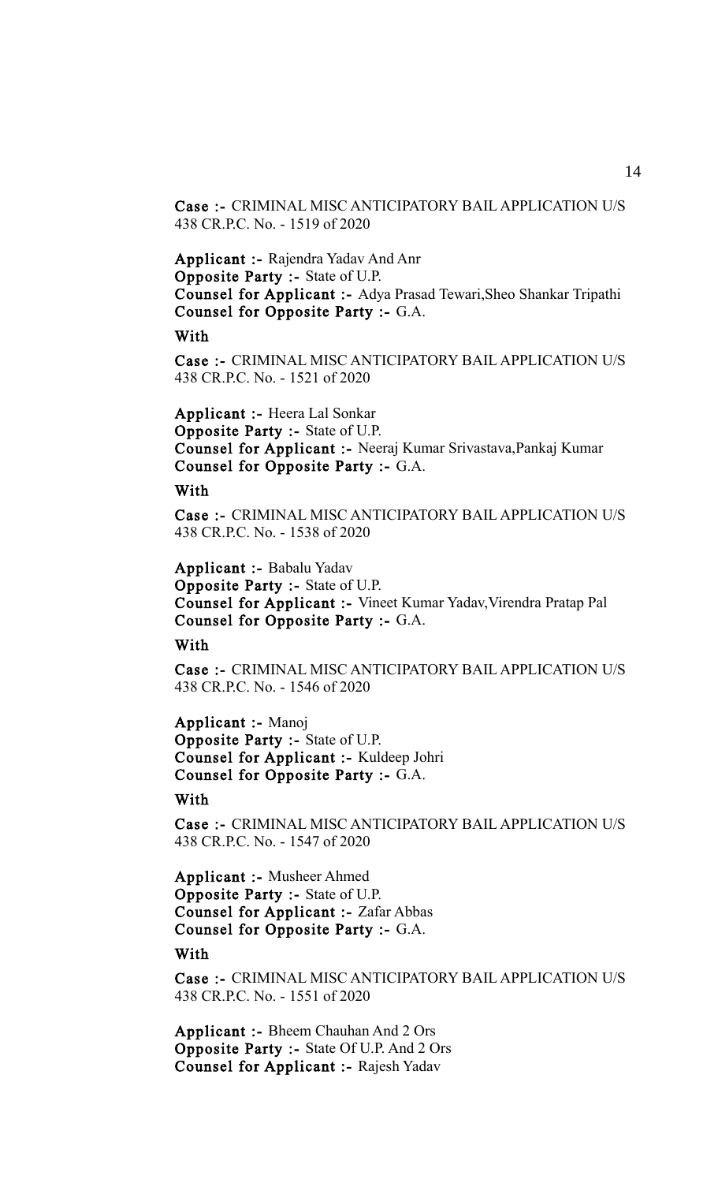**Case :-** CRIMINAL MISC ANTICIPATORY BAIL APPLICATION U/S 438 CR.P.C. No. - 1519 of 2020

**Applicant :-** Rajendra Yadav And Anr
**Opposite Party :-** State of U.P.
**Counsel for Applicant :-** Adya Prasad Tewari,Sheo Shankar Tripathi
**Counsel for Opposite Party :-** G.A.

**With**

**Case :-** CRIMINAL MISC ANTICIPATORY BAIL APPLICATION U/S 438 CR.P.C. No. - 1521 of 2020

**Applicant :-** Heera Lal Sonkar
**Opposite Party :-** State of U.P.
**Counsel for Applicant :-** Neeraj Kumar Srivastava,Pankaj Kumar
**Counsel for Opposite Party :-** G.A.

**With**

**Case :-** CRIMINAL MISC ANTICIPATORY BAIL APPLICATION U/S 438 CR.P.C. No. - 1538 of 2020

**Applicant :-** Babalu Yadav
**Opposite Party :-** State of U.P.
**Counsel for Applicant :-** Vineet Kumar Yadav,Virendra Pratap Pal
**Counsel for Opposite Party :-** G.A.

**With**

**Case :-** CRIMINAL MISC ANTICIPATORY BAIL APPLICATION U/S 438 CR.P.C. No. - 1546 of 2020

**Applicant :-** Manoj
**Opposite Party :-** State of U.P.
**Counsel for Applicant :-** Kuldeep Johri
**Counsel for Opposite Party :-** G.A.

**With**

**Case :-** CRIMINAL MISC ANTICIPATORY BAIL APPLICATION U/S 438 CR.P.C. No. - 1547 of 2020

**Applicant :-** Musheer Ahmed
**Opposite Party :-** State of U.P.
**Counsel for Applicant :-** Zafar Abbas
**Counsel for Opposite Party :-** G.A.

**With**

**Case :-** CRIMINAL MISC ANTICIPATORY BAIL APPLICATION U/S 438 CR.P.C. No. - 1551 of 2020

**Applicant :-** Bheem Chauhan And 2 Ors
**Opposite Party :-** State Of U.P. And 2 Ors
**Counsel for Applicant :-** Rajesh Yadav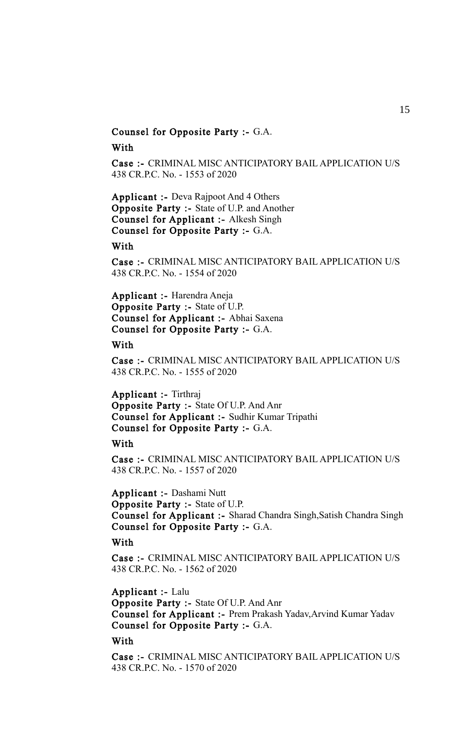**Counsel for Opposite Party :-** G.A.

**With**

**Case :-** CRIMINAL MISC ANTICIPATORY BAIL APPLICATION U/S 438 CR.P.C. No. - 1553 of 2020

**Applicant :-** Deva Rajpoot And 4 Others
**Opposite Party :-** State of U.P. and Another
**Counsel for Applicant :-** Alkesh Singh
**Counsel for Opposite Party :-** G.A.

**With**

**Case :-** CRIMINAL MISC ANTICIPATORY BAIL APPLICATION U/S 438 CR.P.C. No. - 1554 of 2020

**Applicant :-** Harendra Aneja
**Opposite Party :-** State of U.P.
**Counsel for Applicant :-** Abhai Saxena
**Counsel for Opposite Party :-** G.A.

**With**

**Case :-** CRIMINAL MISC ANTICIPATORY BAIL APPLICATION U/S 438 CR.P.C. No. - 1555 of 2020

**Applicant :-** Tirthraj
**Opposite Party :-** State Of U.P. And Anr
**Counsel for Applicant :-** Sudhir Kumar Tripathi
**Counsel for Opposite Party :-** G.A.

**With**

**Case :-** CRIMINAL MISC ANTICIPATORY BAIL APPLICATION U/S 438 CR.P.C. No. - 1557 of 2020

**Applicant :-** Dashami Nutt
**Opposite Party :-** State of U.P.
**Counsel for Applicant :-** Sharad Chandra Singh,Satish Chandra Singh
**Counsel for Opposite Party :-** G.A.

**With**

**Case :-** CRIMINAL MISC ANTICIPATORY BAIL APPLICATION U/S 438 CR.P.C. No. - 1562 of 2020

**Applicant :-** Lalu
**Opposite Party :-** State Of U.P. And Anr
**Counsel for Applicant :-** Prem Prakash Yadav,Arvind Kumar Yadav
**Counsel for Opposite Party :-** G.A.

**With**

**Case :-** CRIMINAL MISC ANTICIPATORY BAIL APPLICATION U/S 438 CR.P.C. No. - 1570 of 2020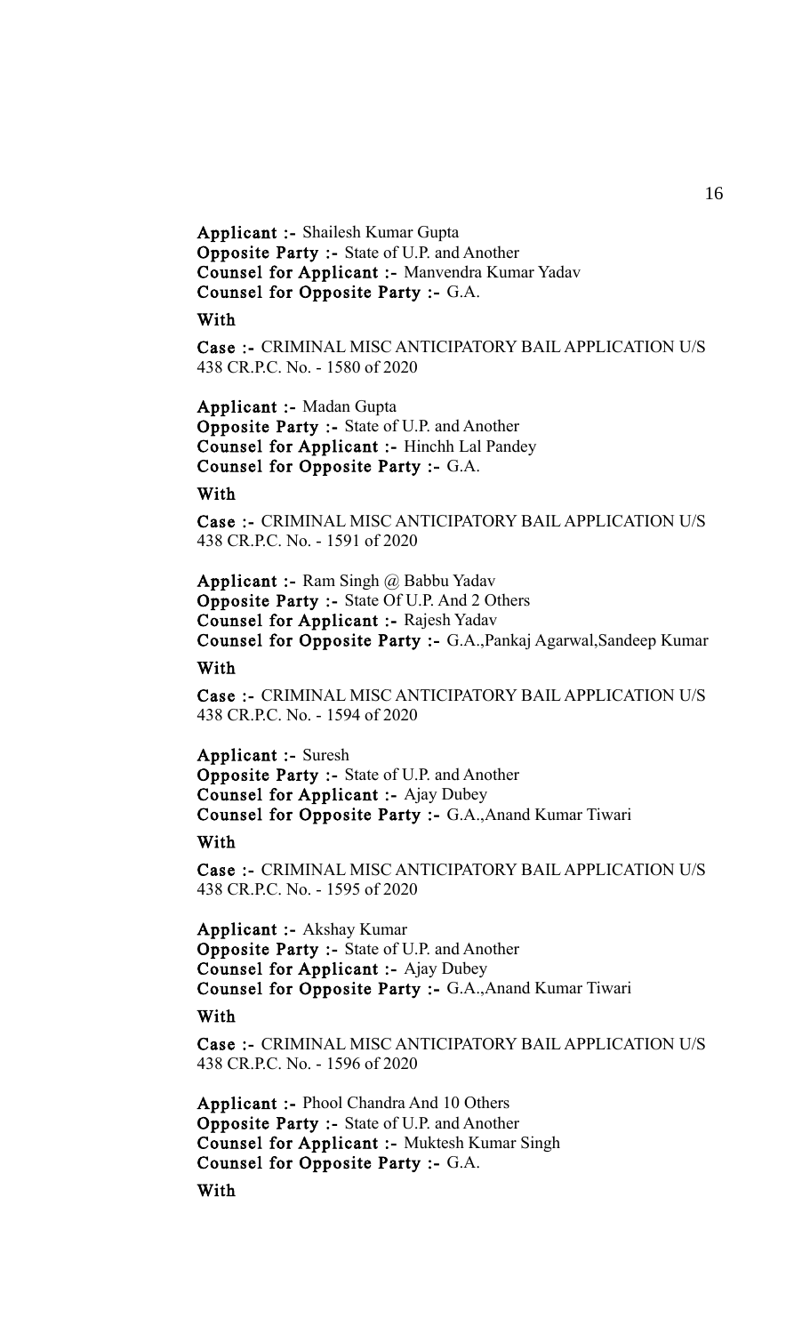**Applicant :-** Shailesh Kumar Gupta
**Opposite Party :-** State of U.P. and Another
**Counsel for Applicant :-** Manvendra Kumar Yadav
**Counsel for Opposite Party :-** G.A.

**With**

**Case :-** CRIMINAL MISC ANTICIPATORY BAIL APPLICATION U/S 438 CR.P.C. No. - 1580 of 2020

**Applicant :-** Madan Gupta
**Opposite Party :-** State of U.P. and Another
**Counsel for Applicant :-** Hinchh Lal Pandey
**Counsel for Opposite Party :-** G.A.

**With**

**Case :-** CRIMINAL MISC ANTICIPATORY BAIL APPLICATION U/S 438 CR.P.C. No. - 1591 of 2020

**Applicant :-** Ram Singh @ Babbu Yadav
**Opposite Party :-** State Of U.P. And 2 Others
**Counsel for Applicant :-** Rajesh Yadav
**Counsel for Opposite Party :-** G.A.,Pankaj Agarwal,Sandeep Kumar

**With**

**Case :-** CRIMINAL MISC ANTICIPATORY BAIL APPLICATION U/S 438 CR.P.C. No. - 1594 of 2020

**Applicant :-** Suresh
**Opposite Party :-** State of U.P. and Another
**Counsel for Applicant :-** Ajay Dubey
**Counsel for Opposite Party :-** G.A.,Anand Kumar Tiwari

**With**

**Case :-** CRIMINAL MISC ANTICIPATORY BAIL APPLICATION U/S 438 CR.P.C. No. - 1595 of 2020

**Applicant :-** Akshay Kumar
**Opposite Party :-** State of U.P. and Another
**Counsel for Applicant :-** Ajay Dubey
**Counsel for Opposite Party :-** G.A.,Anand Kumar Tiwari

**With**

**Case :-** CRIMINAL MISC ANTICIPATORY BAIL APPLICATION U/S 438 CR.P.C. No. - 1596 of 2020

**Applicant :-** Phool Chandra And 10 Others
**Opposite Party :-** State of U.P. and Another
**Counsel for Applicant :-** Muktesh Kumar Singh
**Counsel for Opposite Party :-** G.A.

**With**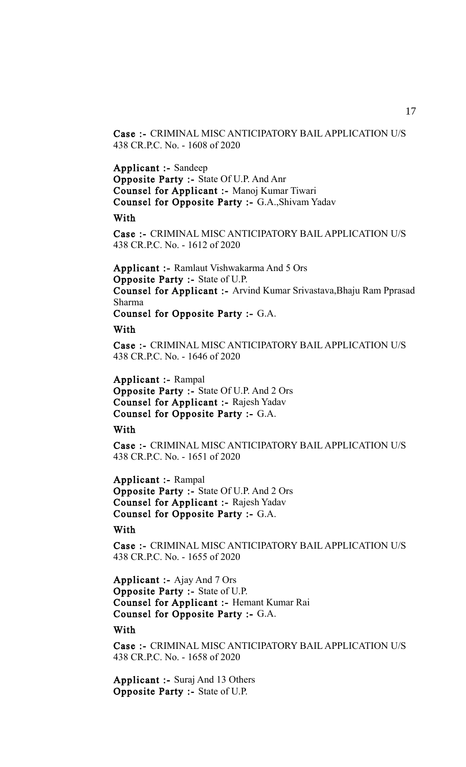**Case :-** CRIMINAL MISC ANTICIPATORY BAIL APPLICATION U/S 438 CR.P.C. No. - 1608 of 2020

**Applicant :-** Sandeep
**Opposite Party :-** State Of U.P. And Anr
**Counsel for Applicant :-** Manoj Kumar Tiwari
**Counsel for Opposite Party :-** G.A.,Shivam Yadav

**With**

**Case :-** CRIMINAL MISC ANTICIPATORY BAIL APPLICATION U/S 438 CR.P.C. No. - 1612 of 2020

**Applicant :-** Ramlaut Vishwakarma And 5 Ors
**Opposite Party :-** State of U.P.
**Counsel for Applicant :-** Arvind Kumar Srivastava,Bhaju Ram Pprasad Sharma
**Counsel for Opposite Party :-** G.A.

**With**

**Case :-** CRIMINAL MISC ANTICIPATORY BAIL APPLICATION U/S 438 CR.P.C. No. - 1646 of 2020

**Applicant :-** Rampal
**Opposite Party :-** State Of U.P. And 2 Ors
**Counsel for Applicant :-** Rajesh Yadav
**Counsel for Opposite Party :-** G.A.

**With**

**Case :-** CRIMINAL MISC ANTICIPATORY BAIL APPLICATION U/S 438 CR.P.C. No. - 1651 of 2020

**Applicant :-** Rampal
**Opposite Party :-** State Of U.P. And 2 Ors
**Counsel for Applicant :-** Rajesh Yadav
**Counsel for Opposite Party :-** G.A.

**With**

**Case :-** CRIMINAL MISC ANTICIPATORY BAIL APPLICATION U/S 438 CR.P.C. No. - 1655 of 2020

**Applicant :-** Ajay And 7 Ors
**Opposite Party :-** State of U.P.
**Counsel for Applicant :-** Hemant Kumar Rai
**Counsel for Opposite Party :-** G.A.

**With**

**Case :-** CRIMINAL MISC ANTICIPATORY BAIL APPLICATION U/S 438 CR.P.C. No. - 1658 of 2020

**Applicant :-** Suraj And 13 Others
**Opposite Party :-** State of U.P.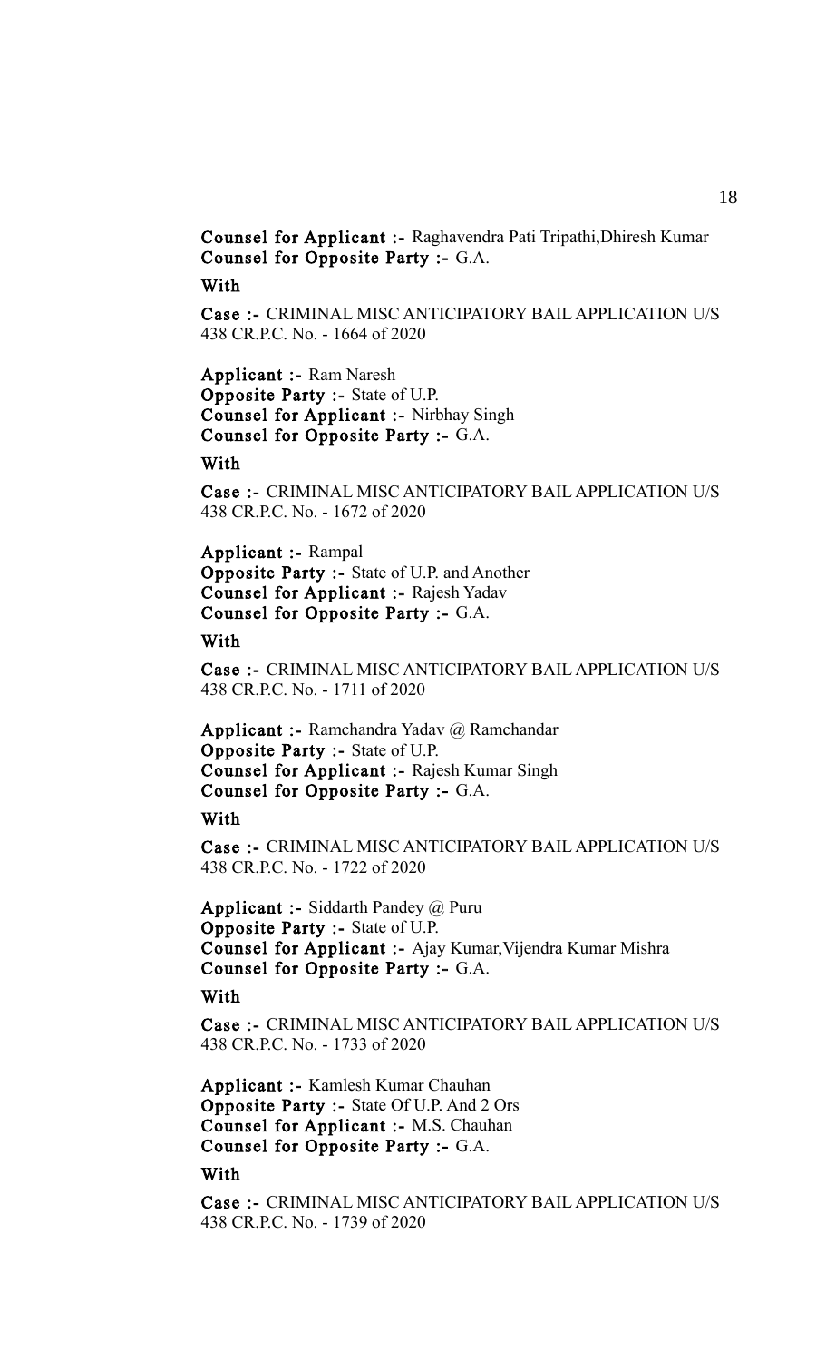**Counsel for Applicant :-** Raghavendra Pati Tripathi,Dhiresh Kumar
**Counsel for Opposite Party :-** G.A.

**With**

**Case :-** CRIMINAL MISC ANTICIPATORY BAIL APPLICATION U/S 438 CR.P.C. No. - 1664 of 2020

**Applicant :-** Ram Naresh
**Opposite Party :-** State of U.P.
**Counsel for Applicant :-** Nirbhay Singh
**Counsel for Opposite Party :-** G.A.

**With**

**Case :-** CRIMINAL MISC ANTICIPATORY BAIL APPLICATION U/S 438 CR.P.C. No. - 1672 of 2020

**Applicant :-** Rampal
**Opposite Party :-** State of U.P. and Another
**Counsel for Applicant :-** Rajesh Yadav
**Counsel for Opposite Party :-** G.A.

**With**

**Case :-** CRIMINAL MISC ANTICIPATORY BAIL APPLICATION U/S 438 CR.P.C. No. - 1711 of 2020

**Applicant :-** Ramchandra Yadav @ Ramchandar
**Opposite Party :-** State of U.P.
**Counsel for Applicant :-** Rajesh Kumar Singh
**Counsel for Opposite Party :-** G.A.

**With**

**Case :-** CRIMINAL MISC ANTICIPATORY BAIL APPLICATION U/S 438 CR.P.C. No. - 1722 of 2020

**Applicant :-** Siddarth Pandey @ Puru
**Opposite Party :-** State of U.P.
**Counsel for Applicant :-** Ajay Kumar,Vijendra Kumar Mishra
**Counsel for Opposite Party :-** G.A.

**With**

**Case :-** CRIMINAL MISC ANTICIPATORY BAIL APPLICATION U/S 438 CR.P.C. No. - 1733 of 2020

**Applicant :-** Kamlesh Kumar Chauhan
**Opposite Party :-** State Of U.P. And 2 Ors
**Counsel for Applicant :-** M.S. Chauhan
**Counsel for Opposite Party :-** G.A.

**With**

**Case :-** CRIMINAL MISC ANTICIPATORY BAIL APPLICATION U/S 438 CR.P.C. No. - 1739 of 2020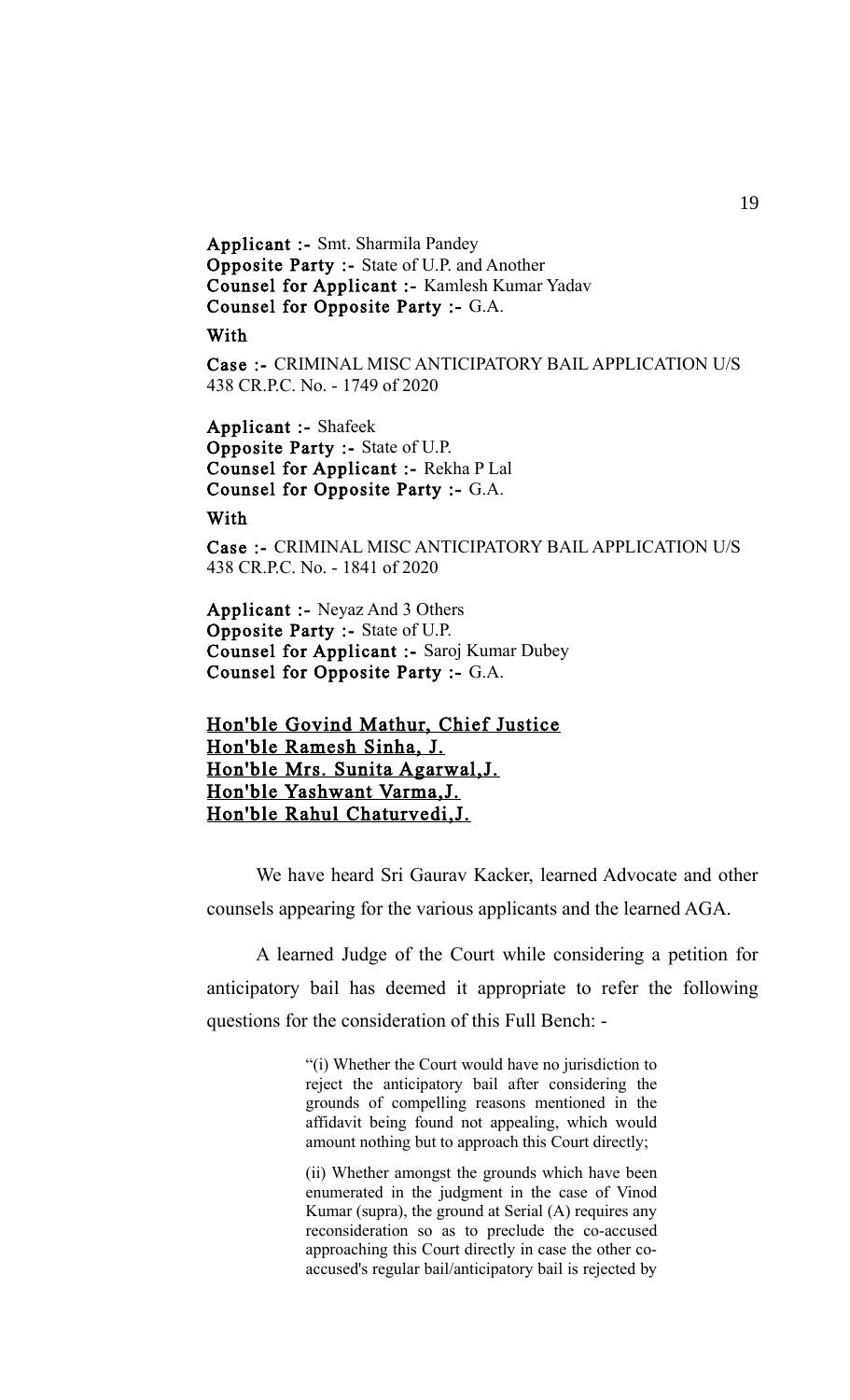**Applicant :-** Smt. Sharmila Pandey
**Opposite Party :-** State of U.P. and Another
**Counsel for Applicant :-** Kamlesh Kumar Yadav
**Counsel for Opposite Party :-** G.A.

**With**

**Case :-** CRIMINAL MISC ANTICIPATORY BAIL APPLICATION U/S 438 CR.P.C. No. - 1749 of 2020

**Applicant :-** Shafeek
**Opposite Party :-** State of U.P.
**Counsel for Applicant :-** Rekha P Lal
**Counsel for Opposite Party :-** G.A.

**With**

**Case :-** CRIMINAL MISC ANTICIPATORY BAIL APPLICATION U/S 438 CR.P.C. No. - 1841 of 2020

**Applicant :-** Neyaz And 3 Others
**Opposite Party :-** State of U.P.
**Counsel for Applicant :-** Saroj Kumar Dubey
**Counsel for Opposite Party :-** G.A.

**Hon'ble Govind Mathur, Chief Justice**
**Hon'ble Ramesh Sinha, J.**
**Hon'ble Mrs. Sunita Agarwal,J.**
**Hon'ble Yashwant Varma,J.**
**Hon'ble Rahul Chaturvedi,J.**

We have heard Sri Gaurav Kacker, learned Advocate and other counsels appearing for the various applicants and the learned AGA.

A learned Judge of the Court while considering a petition for anticipatory bail has deemed it appropriate to refer the following questions for the consideration of this Full Bench: -

> "(i) Whether the Court would have no jurisdiction to reject the anticipatory bail after considering the grounds of compelling reasons mentioned in the affidavit being found not appealing, which would amount nothing but to approach this Court directly;
>
> (ii) Whether amongst the grounds which have been enumerated in the judgment in the case of Vinod Kumar (supra), the ground at Serial (A) requires any reconsideration so as to preclude the co-accused approaching this Court directly in case the other co-accused's regular bail/anticipatory bail is rejected by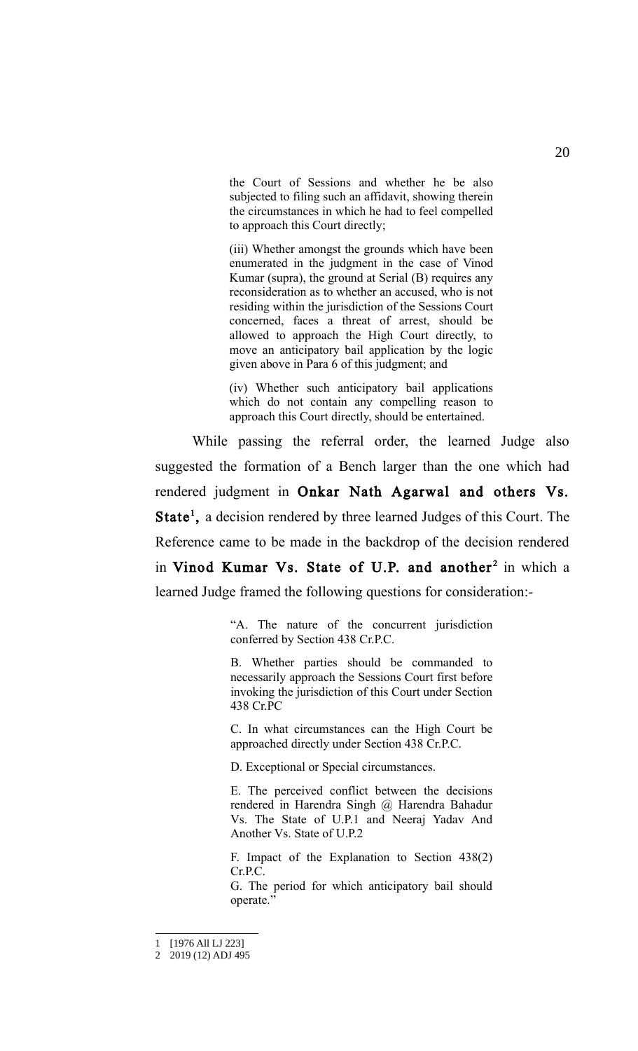> the Court of Sessions and whether he be also subjected to filing such an affidavit, showing therein the circumstances in which he had to feel compelled to approach this Court directly;
>
> (iii) Whether amongst the grounds which have been enumerated in the judgment in the case of Vinod Kumar (supra), the ground at Serial (B) requires any reconsideration as to whether an accused, who is not residing within the jurisdiction of the Sessions Court concerned, faces a threat of arrest, should be allowed to approach the High Court directly, to move an anticipatory bail application by the logic given above in Para 6 of this judgment; and
>
> (iv) Whether such anticipatory bail applications which do not contain any compelling reason to approach this Court directly, should be entertained.

While passing the referral order, the learned Judge also suggested the formation of a Bench larger than the one which had rendered judgment in **Onkar Nath Agarwal and others Vs. State**[1], a decision rendered by three learned Judges of this Court. The Reference came to be made in the backdrop of the decision rendered in **Vinod Kumar Vs. State of U.P. and another**[2] in which a learned Judge framed the following questions for consideration:-

> "A. The nature of the concurrent jurisdiction conferred by Section 438 Cr.P.C.
>
> B. Whether parties should be commanded to necessarily approach the Sessions Court first before invoking the jurisdiction of this Court under Section 438 Cr.PC
>
> C. In what circumstances can the High Court be approached directly under Section 438 Cr.P.C.
>
> D. Exceptional or Special circumstances.
>
> E. The perceived conflict between the decisions rendered in Harendra Singh @ Harendra Bahadur Vs. The State of U.P.1 and Neeraj Yadav And Another Vs. State of U.P.2
>
> F. Impact of the Explanation to Section 438(2) Cr.P.C.
>
> G. The period for which anticipatory bail should operate."

---

1 [1976 All LJ 223]

2 2019 (12) ADJ 495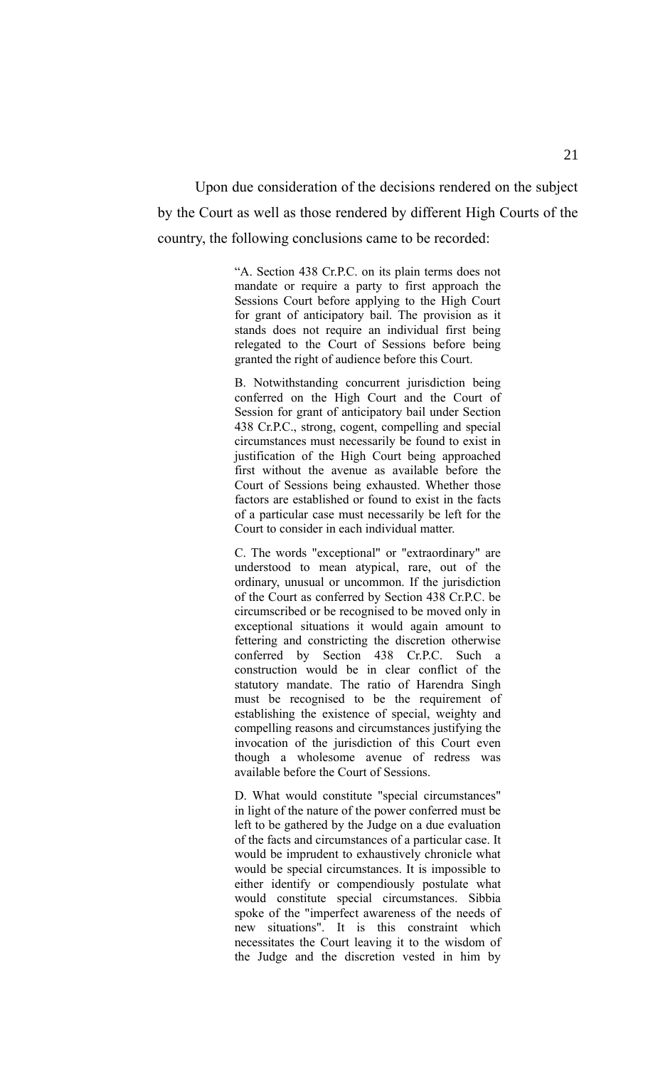Upon due consideration of the decisions rendered on the subject by the Court as well as those rendered by different High Courts of the country, the following conclusions came to be recorded:

> "A. Section 438 Cr.P.C. on its plain terms does not mandate or require a party to first approach the Sessions Court before applying to the High Court for grant of anticipatory bail. The provision as it stands does not require an individual first being relegated to the Court of Sessions before being granted the right of audience before this Court.
>
> B. Notwithstanding concurrent jurisdiction being conferred on the High Court and the Court of Session for grant of anticipatory bail under Section 438 Cr.P.C., strong, cogent, compelling and special circumstances must necessarily be found to exist in justification of the High Court being approached first without the avenue as available before the Court of Sessions being exhausted. Whether those factors are established or found to exist in the facts of a particular case must necessarily be left for the Court to consider in each individual matter.
>
> C. The words "exceptional" or "extraordinary" are understood to mean atypical, rare, out of the ordinary, unusual or uncommon. If the jurisdiction of the Court as conferred by Section 438 Cr.P.C. be circumscribed or be recognised to be moved only in exceptional situations it would again amount to fettering and constricting the discretion otherwise conferred by Section 438 Cr.P.C. Such a construction would be in clear conflict of the statutory mandate. The ratio of Harendra Singh must be recognised to be the requirement of establishing the existence of special, weighty and compelling reasons and circumstances justifying the invocation of the jurisdiction of this Court even though a wholesome avenue of redress was available before the Court of Sessions.
>
> D. What would constitute "special circumstances" in light of the nature of the power conferred must be left to be gathered by the Judge on a due evaluation of the facts and circumstances of a particular case. It would be imprudent to exhaustively chronicle what would be special circumstances. It is impossible to either identify or compendiously postulate what would constitute special circumstances. Sibbia spoke of the "imperfect awareness of the needs of new situations". It is this constraint which necessitates the Court leaving it to the wisdom of the Judge and the discretion vested in him by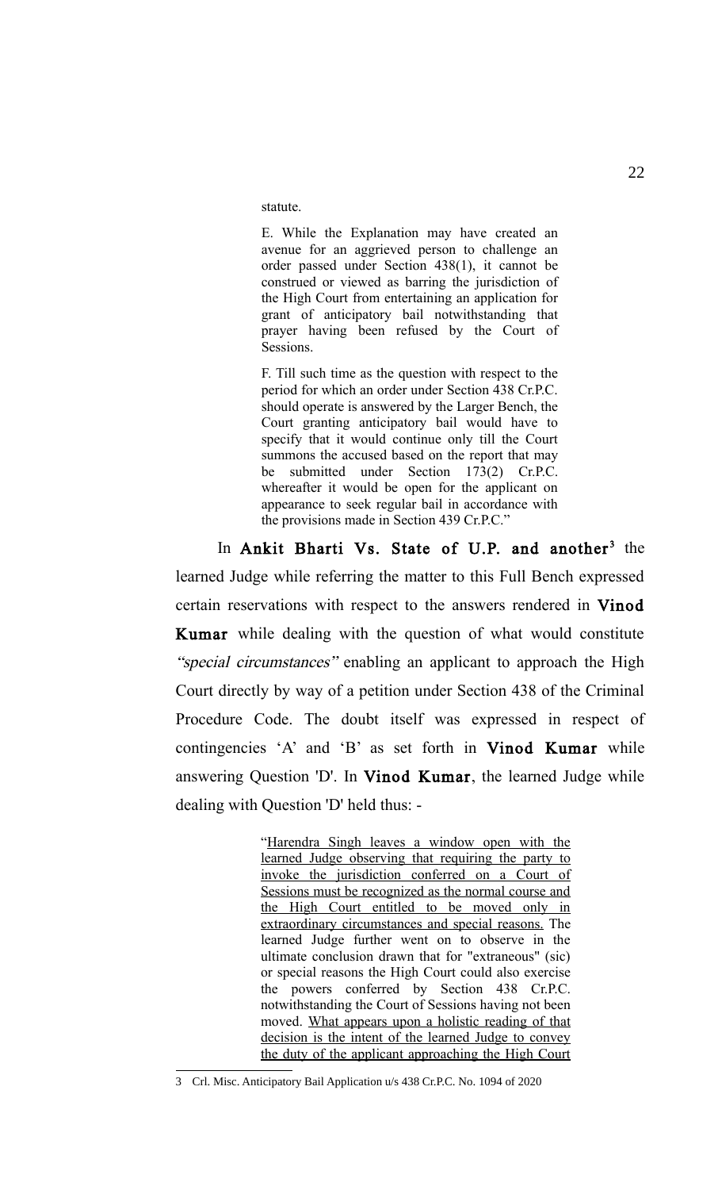> statute.
>
> E. While the Explanation may have created an avenue for an aggrieved person to challenge an order passed under Section 438(1), it cannot be construed or viewed as barring the jurisdiction of the High Court from entertaining an application for grant of anticipatory bail notwithstanding that prayer having been refused by the Court of Sessions.
>
> F. Till such time as the question with respect to the period for which an order under Section 438 Cr.P.C. should operate is answered by the Larger Bench, the Court granting anticipatory bail would have to specify that it would continue only till the Court summons the accused based on the report that may be submitted under Section 173(2) Cr.P.C. whereafter it would be open for the applicant on appearance to seek regular bail in accordance with the provisions made in Section 439 Cr.P.C."

In **Ankit Bharti Vs. State of U.P. and another**[3] the learned Judge while referring the matter to this Full Bench expressed certain reservations with respect to the answers rendered in **Vinod Kumar** while dealing with the question of what would constitute *"special circumstances"* enabling an applicant to approach the High Court directly by way of a petition under Section 438 of the Criminal Procedure Code. The doubt itself was expressed in respect of contingencies 'A' and 'B' as set forth in **Vinod Kumar** while answering Question 'D'. In **Vinod Kumar**, the learned Judge while dealing with Question 'D' held thus: -

> "Harendra Singh leaves a window open with the learned Judge observing that requiring the party to invoke the jurisdiction conferred on a Court of Sessions must be recognized as the normal course and the High Court entitled to be moved only in extraordinary circumstances and special reasons. The learned Judge further went on to observe in the ultimate conclusion drawn that for "extraneous" (sic) or special reasons the High Court could also exercise the powers conferred by Section 438 Cr.P.C. notwithstanding the Court of Sessions having not been moved. What appears upon a holistic reading of that decision is the intent of the learned Judge to convey the duty of the applicant approaching the High Court

---

3 Crl. Misc. Anticipatory Bail Application u/s 438 Cr.P.C. No. 1094 of 2020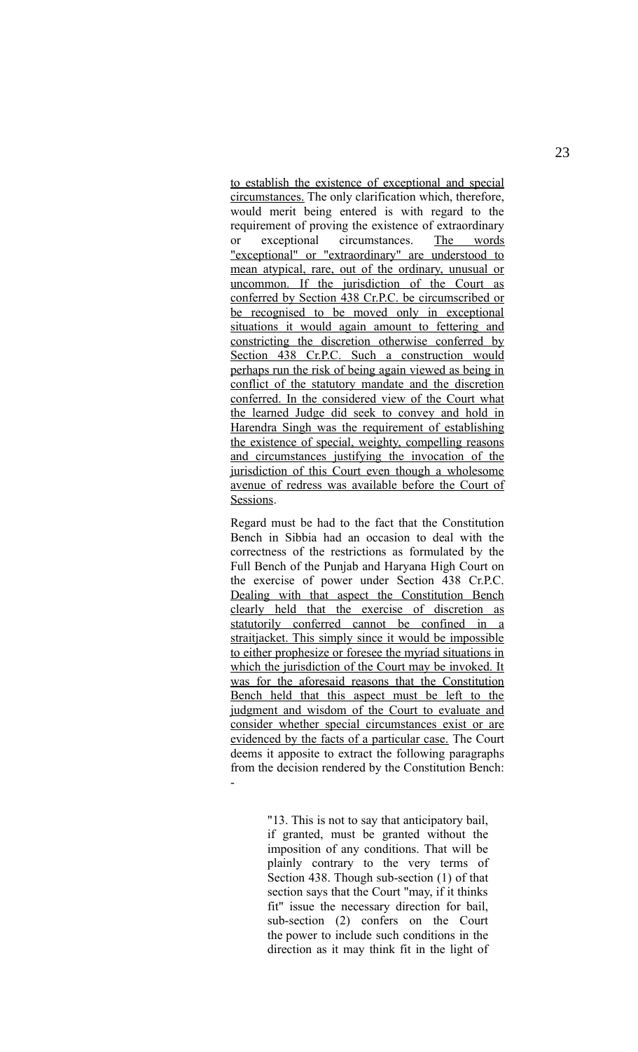to establish the existence of exceptional and special circumstances. The only clarification which, therefore, would merit being entered is with regard to the requirement of proving the existence of extraordinary or exceptional circumstances. The words "exceptional" or "extraordinary" are understood to mean atypical, rare, out of the ordinary, unusual or uncommon. If the jurisdiction of the Court as conferred by Section 438 Cr.P.C. be circumscribed or be recognised to be moved only in exceptional situations it would again amount to fettering and constricting the discretion otherwise conferred by Section 438 Cr.P.C. Such a construction would perhaps run the risk of being again viewed as being in conflict of the statutory mandate and the discretion conferred. In the considered view of the Court what the learned Judge did seek to convey and hold in Harendra Singh was the requirement of establishing the existence of special, weighty, compelling reasons and circumstances justifying the invocation of the jurisdiction of this Court even though a wholesome avenue of redress was available before the Court of Sessions.

Regard must be had to the fact that the Constitution Bench in Sibbia had an occasion to deal with the correctness of the restrictions as formulated by the Full Bench of the Punjab and Haryana High Court on the exercise of power under Section 438 Cr.P.C. Dealing with that aspect the Constitution Bench clearly held that the exercise of discretion as statutorily conferred cannot be confined in a straitjacket. This simply since it would be impossible to either prophesize or foresee the myriad situations in which the jurisdiction of the Court may be invoked. It was for the aforesaid reasons that the Constitution Bench held that this aspect must be left to the judgment and wisdom of the Court to evaluate and consider whether special circumstances exist or are evidenced by the facts of a particular case. The Court deems it apposite to extract the following paragraphs from the decision rendered by the Constitution Bench: -

> "13. This is not to say that anticipatory bail, if granted, must be granted without the imposition of any conditions. That will be plainly contrary to the very terms of Section 438. Though sub-section (1) of that section says that the Court "may, if it thinks fit" issue the necessary direction for bail, sub-section (2) confers on the Court the power to include such conditions in the direction as it may think fit in the light of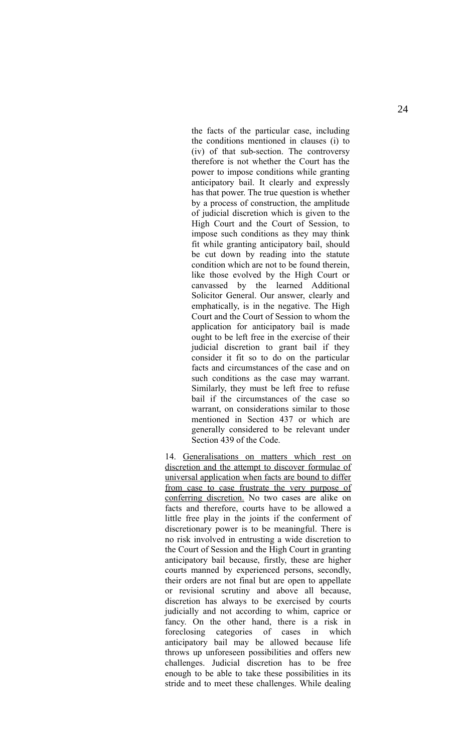> the facts of the particular case, including the conditions mentioned in clauses (i) to (iv) of that sub-section. The controversy therefore is not whether the Court has the power to impose conditions while granting anticipatory bail. It clearly and expressly has that power. The true question is whether by a process of construction, the amplitude of judicial discretion which is given to the High Court and the Court of Session, to impose such conditions as they may think fit while granting anticipatory bail, should be cut down by reading into the statute condition which are not to be found therein, like those evolved by the High Court or canvassed by the learned Additional Solicitor General. Our answer, clearly and emphatically, is in the negative. The High Court and the Court of Session to whom the application for anticipatory bail is made ought to be left free in the exercise of their judicial discretion to grant bail if they consider it fit so to do on the particular facts and circumstances of the case and on such conditions as the case may warrant. Similarly, they must be left free to refuse bail if the circumstances of the case so warrant, on considerations similar to those mentioned in Section 437 or which are generally considered to be relevant under Section 439 of the Code.

14. <u>Generalisations on matters which rest on discretion and the attempt to discover formulae of universal application when facts are bound to differ from case to case frustrate the very purpose of conferring discretion.</u> No two cases are alike on facts and therefore, courts have to be allowed a little free play in the joints if the conferment of discretionary power is to be meaningful. There is no risk involved in entrusting a wide discretion to the Court of Session and the High Court in granting anticipatory bail because, firstly, these are higher courts manned by experienced persons, secondly, their orders are not final but are open to appellate or revisional scrutiny and above all because, discretion has always to be exercised by courts judicially and not according to whim, caprice or fancy. On the other hand, there is a risk in foreclosing categories of cases in which anticipatory bail may be allowed because life throws up unforeseen possibilities and offers new challenges. Judicial discretion has to be free enough to be able to take these possibilities in its stride and to meet these challenges. While dealing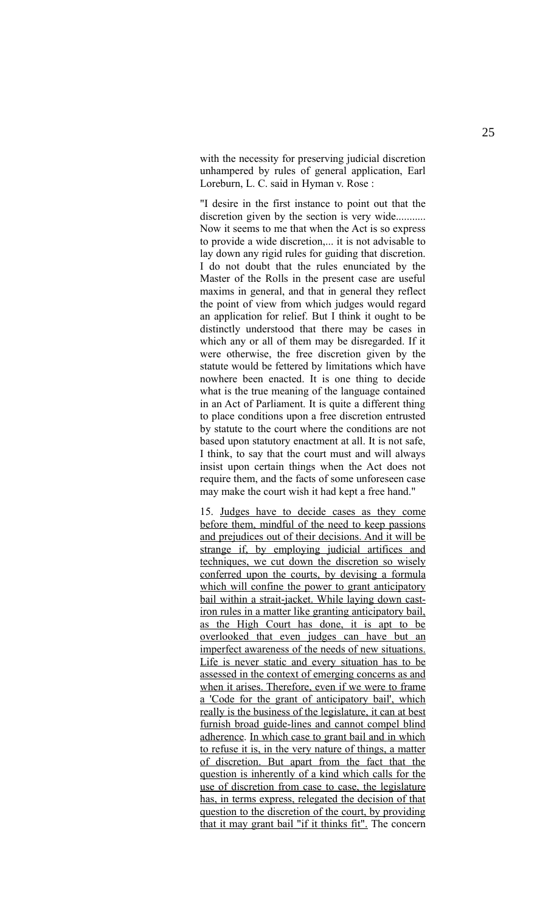with the necessity for preserving judicial discretion unhampered by rules of general application, Earl Loreburn, L. C. said in Hyman v. Rose :

"I desire in the first instance to point out that the discretion given by the section is very wide........... Now it seems to me that when the Act is so express to provide a wide discretion,... it is not advisable to lay down any rigid rules for guiding that discretion. I do not doubt that the rules enunciated by the Master of the Rolls in the present case are useful maxims in general, and that in general they reflect the point of view from which judges would regard an application for relief. But I think it ought to be distinctly understood that there may be cases in which any or all of them may be disregarded. If it were otherwise, the free discretion given by the statute would be fettered by limitations which have nowhere been enacted. It is one thing to decide what is the true meaning of the language contained in an Act of Parliament. It is quite a different thing to place conditions upon a free discretion entrusted by statute to the court where the conditions are not based upon statutory enactment at all. It is not safe, I think, to say that the court must and will always insist upon certain things when the Act does not require them, and the facts of some unforeseen case may make the court wish it had kept a free hand."

15. <u>Judges have to decide cases as they come before them, mindful of the need to keep passions and prejudices out of their decisions. And it will be strange if, by employing judicial artifices and techniques, we cut down the discretion so wisely conferred upon the courts, by devising a formula which will confine the power to grant anticipatory bail within a strait-jacket. While laying down cast-iron rules in a matter like granting anticipatory bail, as the High Court has done, it is apt to be overlooked that even judges can have but an imperfect awareness of the needs of new situations. Life is never static and every situation has to be assessed in the context of emerging concerns as and when it arises. Therefore, even if we were to frame a 'Code for the grant of anticipatory bail', which really is the business of the legislature, it can at best furnish broad guide-lines and cannot compel blind adherence</u>. <u>In which case to grant bail and in which to refuse it is, in the very nature of things, a matter of discretion. But apart from the fact that the question is inherently of a kind which calls for the use of discretion from case to case, the legislature has, in terms express, relegated the decision of that question to the discretion of the court, by providing that it may grant bail "if it thinks fit".</u> The concern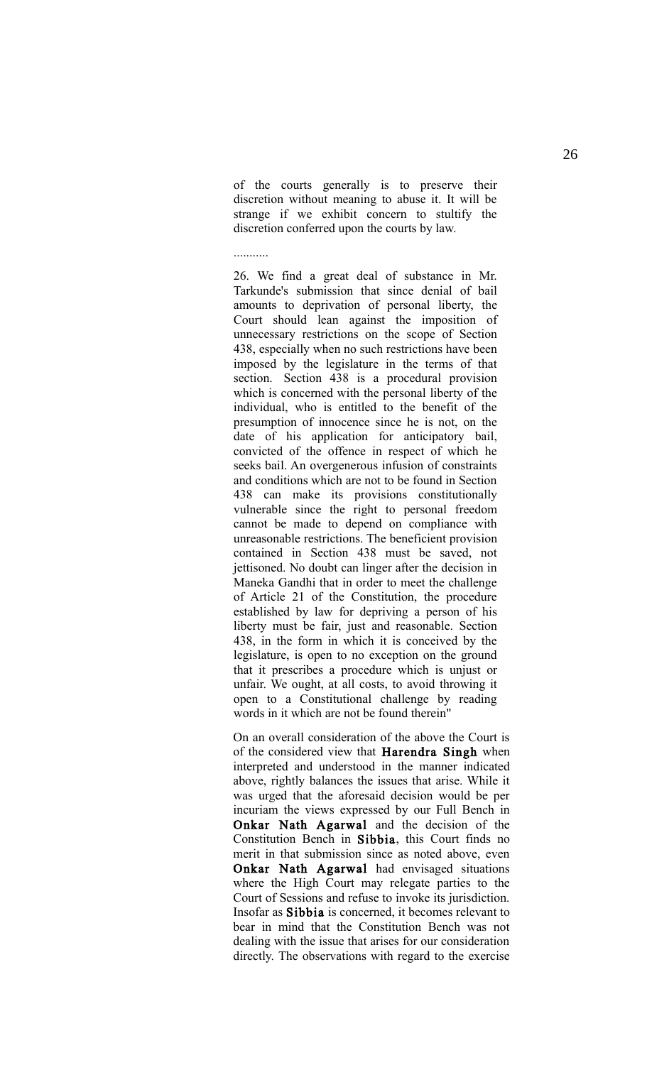of the courts generally is to preserve their discretion without meaning to abuse it. It will be strange if we exhibit concern to stultify the discretion conferred upon the courts by law.

...........

26. We find a great deal of substance in Mr. Tarkunde's submission that since denial of bail amounts to deprivation of personal liberty, the Court should lean against the imposition of unnecessary restrictions on the scope of Section 438, especially when no such restrictions have been imposed by the legislature in the terms of that section. Section 438 is a procedural provision which is concerned with the personal liberty of the individual, who is entitled to the benefit of the presumption of innocence since he is not, on the date of his application for anticipatory bail, convicted of the offence in respect of which he seeks bail. An overgenerous infusion of constraints and conditions which are not to be found in Section 438 can make its provisions constitutionally vulnerable since the right to personal freedom cannot be made to depend on compliance with unreasonable restrictions. The beneficient provision contained in Section 438 must be saved, not jettisoned. No doubt can linger after the decision in Maneka Gandhi that in order to meet the challenge of Article 21 of the Constitution, the procedure established by law for depriving a person of his liberty must be fair, just and reasonable. Section 438, in the form in which it is conceived by the legislature, is open to no exception on the ground that it prescribes a procedure which is unjust or unfair. We ought, at all costs, to avoid throwing it open to a Constitutional challenge by reading words in it which are not be found therein"

On an overall consideration of the above the Court is of the considered view that **Harendra Singh** when interpreted and understood in the manner indicated above, rightly balances the issues that arise. While it was urged that the aforesaid decision would be per incuriam the views expressed by our Full Bench in **Onkar Nath Agarwal** and the decision of the Constitution Bench in **Sibbia**, this Court finds no merit in that submission since as noted above, even **Onkar Nath Agarwal** had envisaged situations where the High Court may relegate parties to the Court of Sessions and refuse to invoke its jurisdiction. Insofar as **Sibbia** is concerned, it becomes relevant to bear in mind that the Constitution Bench was not dealing with the issue that arises for our consideration directly. The observations with regard to the exercise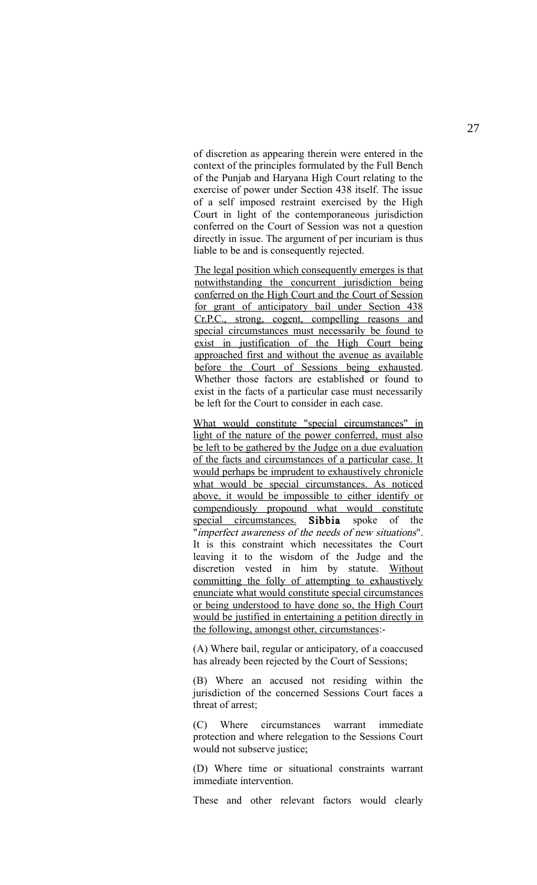of discretion as appearing therein were entered in the context of the principles formulated by the Full Bench of the Punjab and Haryana High Court relating to the exercise of power under Section 438 itself. The issue of a self imposed restraint exercised by the High Court in light of the contemporaneous jurisdiction conferred on the Court of Session was not a question directly in issue. The argument of per incuriam is thus liable to be and is consequently rejected.

<u>The legal position which consequently emerges is that notwithstanding the concurrent jurisdiction being conferred on the High Court and the Court of Session for grant of anticipatory bail under Section 438 Cr.P.C., strong, cogent, compelling reasons and special circumstances must necessarily be found to exist in justification of the High Court being approached first and without the avenue as available before the Court of Sessions being exhausted</u>. Whether those factors are established or found to exist in the facts of a particular case must necessarily be left for the Court to consider in each case.

<u>What would constitute "special circumstances" in light of the nature of the power conferred, must also be left to be gathered by the Judge on a due evaluation of the facts and circumstances of a particular case. It would perhaps be imprudent to exhaustively chronicle what would be special circumstances. As noticed above, it would be impossible to either identify or compendiously propound what would constitute special circumstances.</u> **Sibbia** spoke of the "*imperfect awareness of the needs of new situations*". It is this constraint which necessitates the Court leaving it to the wisdom of the Judge and the discretion vested in him by statute. <u>Without committing the folly of attempting to exhaustively enunciate what would constitute special circumstances or being understood to have done so, the High Court would be justified in entertaining a petition directly in the following, amongst other, circumstances</u>:-

(A) Where bail, regular or anticipatory, of a coaccused has already been rejected by the Court of Sessions;

(B) Where an accused not residing within the jurisdiction of the concerned Sessions Court faces a threat of arrest;

(C) Where circumstances warrant immediate protection and where relegation to the Sessions Court would not subserve justice;

(D) Where time or situational constraints warrant immediate intervention.

These and other relevant factors would clearly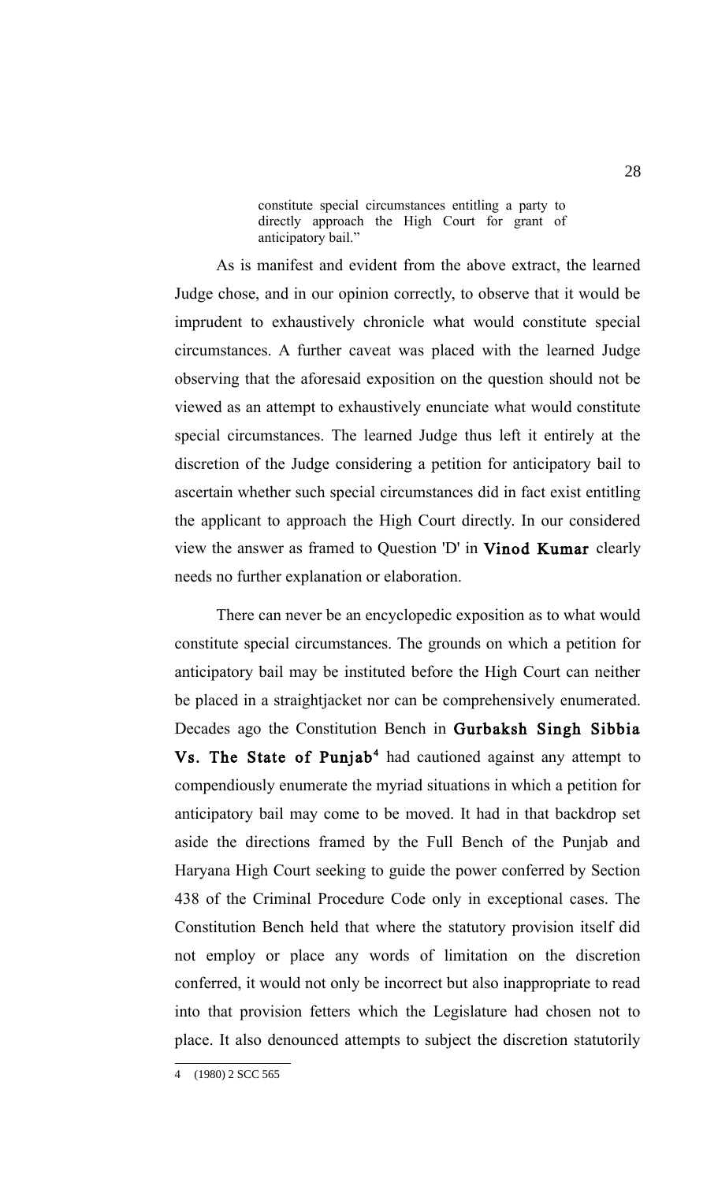> constitute special circumstances entitling a party to directly approach the High Court for grant of anticipatory bail."

As is manifest and evident from the above extract, the learned Judge chose, and in our opinion correctly, to observe that it would be imprudent to exhaustively chronicle what would constitute special circumstances. A further caveat was placed with the learned Judge observing that the aforesaid exposition on the question should not be viewed as an attempt to exhaustively enunciate what would constitute special circumstances. The learned Judge thus left it entirely at the discretion of the Judge considering a petition for anticipatory bail to ascertain whether such special circumstances did in fact exist entitling the applicant to approach the High Court directly. In our considered view the answer as framed to Question 'D' in **Vinod Kumar** clearly needs no further explanation or elaboration.

There can never be an encyclopedic exposition as to what would constitute special circumstances. The grounds on which a petition for anticipatory bail may be instituted before the High Court can neither be placed in a straightjacket nor can be comprehensively enumerated. Decades ago the Constitution Bench in **Gurbaksh Singh Sibbia Vs. The State of Punjab**[4] had cautioned against any attempt to compendiously enumerate the myriad situations in which a petition for anticipatory bail may come to be moved. It had in that backdrop set aside the directions framed by the Full Bench of the Punjab and Haryana High Court seeking to guide the power conferred by Section 438 of the Criminal Procedure Code only in exceptional cases. The Constitution Bench held that where the statutory provision itself did not employ or place any words of limitation on the discretion conferred, it would not only be incorrect but also inappropriate to read into that provision fetters which the Legislature had chosen not to place. It also denounced attempts to subject the discretion statutorily

---

4 (1980) 2 SCC 565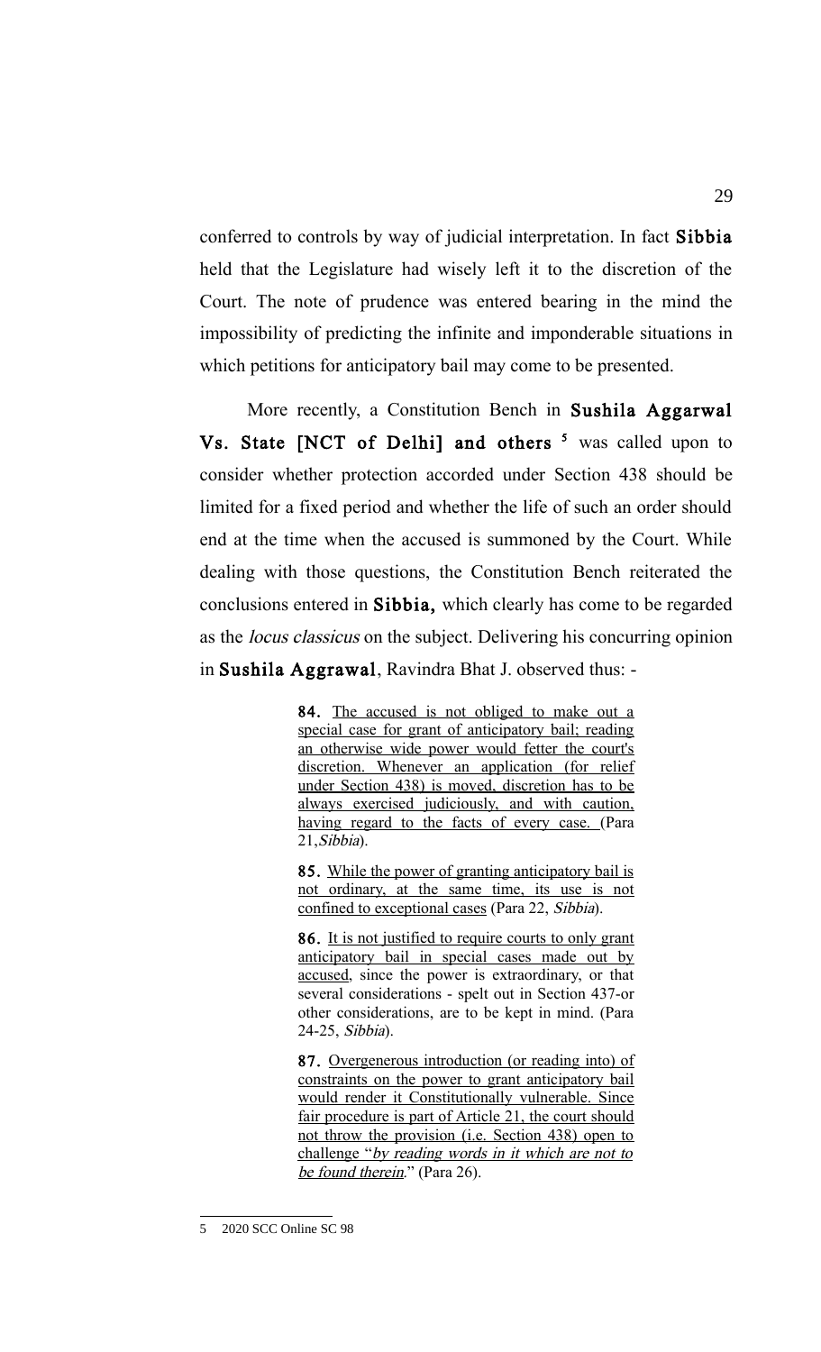conferred to controls by way of judicial interpretation. In fact **Sibbia** held that the Legislature had wisely left it to the discretion of the Court. The note of prudence was entered bearing in the mind the impossibility of predicting the infinite and imponderable situations in which petitions for anticipatory bail may come to be presented.

More recently, a Constitution Bench in **Sushila Aggarwal Vs. State [NCT of Delhi] and others** [5] was called upon to consider whether protection accorded under Section 438 should be limited for a fixed period and whether the life of such an order should end at the time when the accused is summoned by the Court. While dealing with those questions, the Constitution Bench reiterated the conclusions entered in **Sibbia,** which clearly has come to be regarded as the *locus classicus* on the subject. Delivering his concurring opinion in **Sushila Aggrawal**, Ravindra Bhat J. observed thus: -

> **84.** <u>The accused is not obliged to make out a special case for grant of anticipatory bail; reading an otherwise wide power would fetter the court's discretion. Whenever an application (for relief under Section 438) is moved, discretion has to be always exercised judiciously, and with caution, having regard to the facts of every case.</u> (Para 21,*Sibbia*).
>
> **85.** <u>While the power of granting anticipatory bail is not ordinary, at the same time, its use is not confined to exceptional cases</u> (Para 22, *Sibbia*).
>
> **86.** <u>It is not justified to require courts to only grant anticipatory bail in special cases made out by accused</u>, since the power is extraordinary, or that several considerations - spelt out in Section 437-or other considerations, are to be kept in mind. (Para 24-25, *Sibbia*).
>
> **87.** <u>Overgenerous introduction (or reading into) of constraints on the power to grant anticipatory bail would render it Constitutionally vulnerable. Since fair procedure is part of Article 21, the court should not throw the provision (i.e. Section 438) open to challenge "*by reading words in it which are not to be found therein*."</u> (Para 26).

---

5 2020 SCC Online SC 98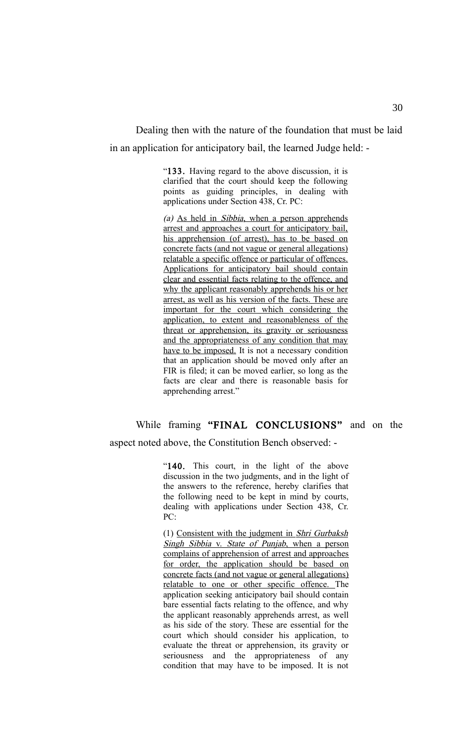Dealing then with the nature of the foundation that must be laid in an application for anticipatory bail, the learned Judge held: -

> "**133.** Having regard to the above discussion, it is clarified that the court should keep the following points as guiding principles, in dealing with applications under Section 438, Cr. PC:
>
> *(a)* <u>As held in *Sibbia*, when a person apprehends arrest and approaches a court for anticipatory bail, his apprehension (of arrest), has to be based on concrete facts (and not vague or general allegations) relatable a specific offence or particular of offences. Applications for anticipatory bail should contain clear and essential facts relating to the offence, and why the applicant reasonably apprehends his or her arrest, as well as his version of the facts. These are important for the court which considering the application, to extent and reasonableness of the threat or apprehension, its gravity or seriousness and the appropriateness of any condition that may have to be imposed.</u> It is not a necessary condition that an application should be moved only after an FIR is filed; it can be moved earlier, so long as the facts are clear and there is reasonable basis for apprehending arrest."

While framing **"FINAL CONCLUSIONS"** and on the aspect noted above, the Constitution Bench observed: -

> "**140.** This court, in the light of the above discussion in the two judgments, and in the light of the answers to the reference, hereby clarifies that the following need to be kept in mind by courts, dealing with applications under Section 438, Cr. PC:
>
> (1) <u>Consistent with the judgment in *Shri Gurbaksh Singh Sibbia* v. *State of Punjab*, when a person complains of apprehension of arrest and approaches for order, the application should be based on concrete facts (and not vague or general allegations) relatable to one or other specific offence.</u> The application seeking anticipatory bail should contain bare essential facts relating to the offence, and why the applicant reasonably apprehends arrest, as well as his side of the story. These are essential for the court which should consider his application, to evaluate the threat or apprehension, its gravity or seriousness and the appropriateness of any condition that may have to be imposed. It is not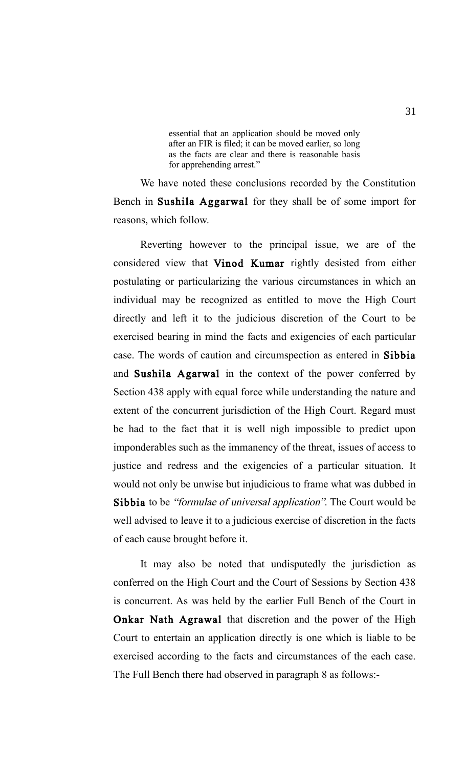> essential that an application should be moved only after an FIR is filed; it can be moved earlier, so long as the facts are clear and there is reasonable basis for apprehending arrest."

We have noted these conclusions recorded by the Constitution Bench in **Sushila Aggarwal** for they shall be of some import for reasons, which follow.

Reverting however to the principal issue, we are of the considered view that **Vinod Kumar** rightly desisted from either postulating or particularizing the various circumstances in which an individual may be recognized as entitled to move the High Court directly and left it to the judicious discretion of the Court to be exercised bearing in mind the facts and exigencies of each particular case. The words of caution and circumspection as entered in **Sibbia** and **Sushila Agarwal** in the context of the power conferred by Section 438 apply with equal force while understanding the nature and extent of the concurrent jurisdiction of the High Court. Regard must be had to the fact that it is well nigh impossible to predict upon imponderables such as the immanency of the threat, issues of access to justice and redress and the exigencies of a particular situation. It would not only be unwise but injudicious to frame what was dubbed in **Sibbia** to be *"formulae of universal application"*. The Court would be well advised to leave it to a judicious exercise of discretion in the facts of each cause brought before it.

It may also be noted that undisputedly the jurisdiction as conferred on the High Court and the Court of Sessions by Section 438 is concurrent. As was held by the earlier Full Bench of the Court in **Onkar Nath Agrawal** that discretion and the power of the High Court to entertain an application directly is one which is liable to be exercised according to the facts and circumstances of the each case. The Full Bench there had observed in paragraph 8 as follows:-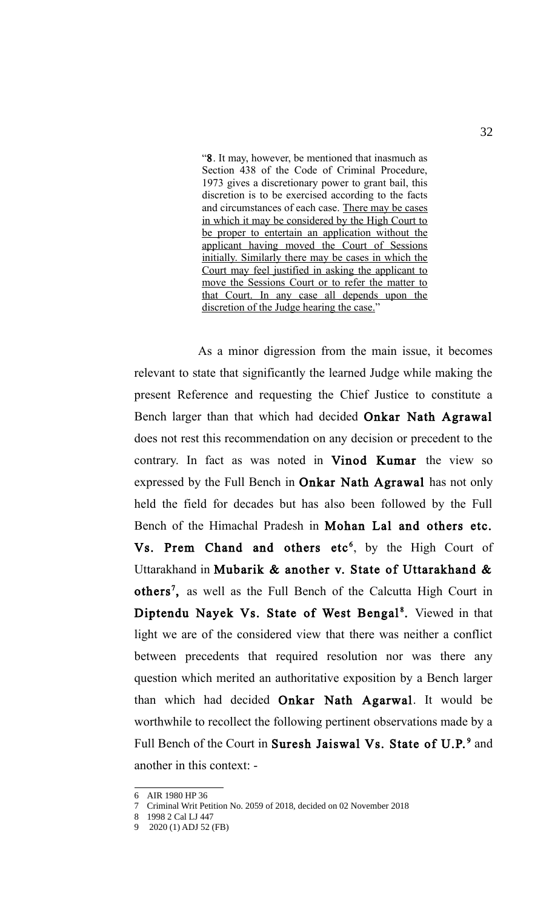> "**8**. It may, however, be mentioned that inasmuch as Section 438 of the Code of Criminal Procedure, 1973 gives a discretionary power to grant bail, this discretion is to be exercised according to the facts and circumstances of each case. <u>There may be cases in which it may be considered by the High Court to be proper to entertain an application without the applicant having moved the Court of Sessions initially. Similarly there may be cases in which the Court may feel justified in asking the applicant to move the Sessions Court or to refer the matter to that Court. In any case all depends upon the discretion of the Judge hearing the case.</u>"

As a minor digression from the main issue, it becomes relevant to state that significantly the learned Judge while making the present Reference and requesting the Chief Justice to constitute a Bench larger than that which had decided **Onkar Nath Agrawal** does not rest this recommendation on any decision or precedent to the contrary. In fact as was noted in **Vinod Kumar** the view so expressed by the Full Bench in **Onkar Nath Agrawal** has not only held the field for decades but has also been followed by the Full Bench of the Himachal Pradesh in **Mohan Lal and others etc. Vs. Prem Chand and others etc**[6], by the High Court of Uttarakhand in **Mubarik & another v. State of Uttarakhand & others**[7], as well as the Full Bench of the Calcutta High Court in **Diptendu Nayek Vs. State of West Bengal**[8]. Viewed in that light we are of the considered view that there was neither a conflict between precedents that required resolution nor was there any question which merited an authoritative exposition by a Bench larger than which had decided **Onkar Nath Agarwal**. It would be worthwhile to recollect the following pertinent observations made by a Full Bench of the Court in **Suresh Jaiswal Vs. State of U.P.**[9] and another in this context: -

---

6 AIR 1980 HP 36

7 Criminal Writ Petition No. 2059 of 2018, decided on 02 November 2018

8 1998 2 Cal LJ 447

9 2020 (1) ADJ 52 (FB)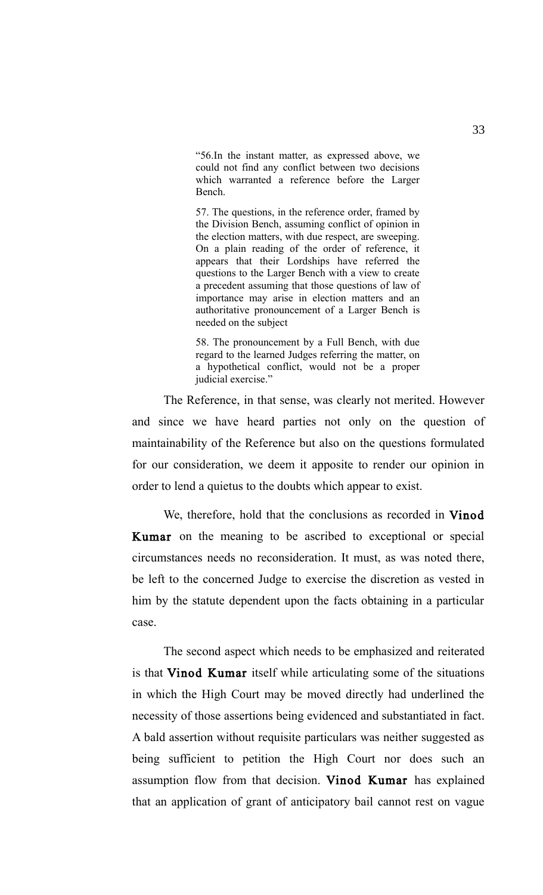> "56.In the instant matter, as expressed above, we could not find any conflict between two decisions which warranted a reference before the Larger Bench.
>
> 57. The questions, in the reference order, framed by the Division Bench, assuming conflict of opinion in the election matters, with due respect, are sweeping. On a plain reading of the order of reference, it appears that their Lordships have referred the questions to the Larger Bench with a view to create a precedent assuming that those questions of law of importance may arise in election matters and an authoritative pronouncement of a Larger Bench is needed on the subject
>
> 58. The pronouncement by a Full Bench, with due regard to the learned Judges referring the matter, on a hypothetical conflict, would not be a proper judicial exercise."

The Reference, in that sense, was clearly not merited. However and since we have heard parties not only on the question of maintainability of the Reference but also on the questions formulated for our consideration, we deem it apposite to render our opinion in order to lend a quietus to the doubts which appear to exist.

We, therefore, hold that the conclusions as recorded in **Vinod Kumar** on the meaning to be ascribed to exceptional or special circumstances needs no reconsideration. It must, as was noted there, be left to the concerned Judge to exercise the discretion as vested in him by the statute dependent upon the facts obtaining in a particular case.

The second aspect which needs to be emphasized and reiterated is that **Vinod Kumar** itself while articulating some of the situations in which the High Court may be moved directly had underlined the necessity of those assertions being evidenced and substantiated in fact. A bald assertion without requisite particulars was neither suggested as being sufficient to petition the High Court nor does such an assumption flow from that decision. **Vinod Kumar** has explained that an application of grant of anticipatory bail cannot rest on vague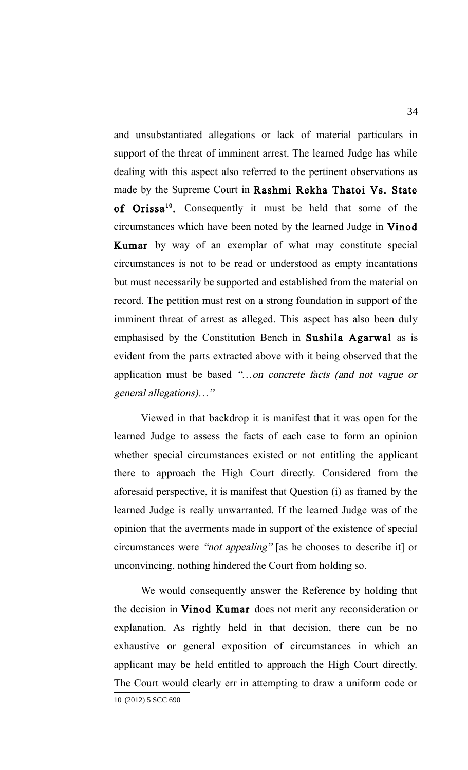and unsubstantiated allegations or lack of material particulars in support of the threat of imminent arrest. The learned Judge has while dealing with this aspect also referred to the pertinent observations as made by the Supreme Court in **Rashmi Rekha Thatoi Vs. State of Orissa**[10]. Consequently it must be held that some of the circumstances which have been noted by the learned Judge in **Vinod Kumar** by way of an exemplar of what may constitute special circumstances is not to be read or understood as empty incantations but must necessarily be supported and established from the material on record. The petition must rest on a strong foundation in support of the imminent threat of arrest as alleged. This aspect has also been duly emphasised by the Constitution Bench in **Sushila Agarwal** as is evident from the parts extracted above with it being observed that the application must be based *"…on concrete facts (and not vague or general allegations)…"*

Viewed in that backdrop it is manifest that it was open for the learned Judge to assess the facts of each case to form an opinion whether special circumstances existed or not entitling the applicant there to approach the High Court directly. Considered from the aforesaid perspective, it is manifest that Question (i) as framed by the learned Judge is really unwarranted. If the learned Judge was of the opinion that the averments made in support of the existence of special circumstances were *"not appealing"* [as he chooses to describe it] or unconvincing, nothing hindered the Court from holding so.

We would consequently answer the Reference by holding that the decision in **Vinod Kumar** does not merit any reconsideration or explanation. As rightly held in that decision, there can be no exhaustive or general exposition of circumstances in which an applicant may be held entitled to approach the High Court directly. The Court would clearly err in attempting to draw a uniform code or

10 (2012) 5 SCC 690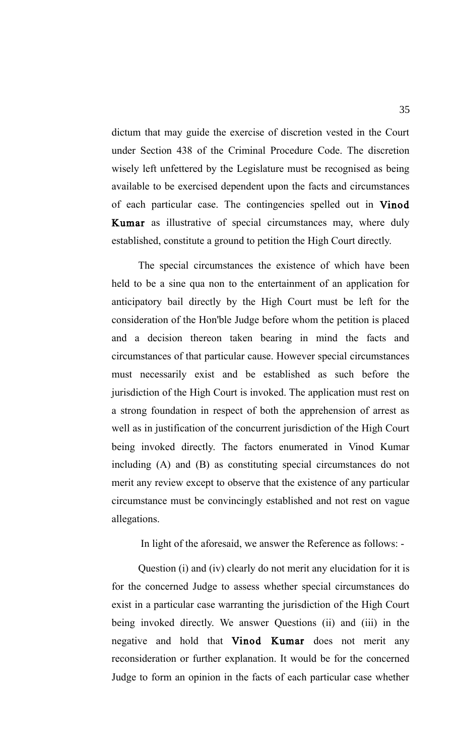dictum that may guide the exercise of discretion vested in the Court under Section 438 of the Criminal Procedure Code. The discretion wisely left unfettered by the Legislature must be recognised as being available to be exercised dependent upon the facts and circumstances of each particular case. The contingencies spelled out in **Vinod Kumar** as illustrative of special circumstances may, where duly established, constitute a ground to petition the High Court directly.

The special circumstances the existence of which have been held to be a sine qua non to the entertainment of an application for anticipatory bail directly by the High Court must be left for the consideration of the Hon'ble Judge before whom the petition is placed and a decision thereon taken bearing in mind the facts and circumstances of that particular cause. However special circumstances must necessarily exist and be established as such before the jurisdiction of the High Court is invoked. The application must rest on a strong foundation in respect of both the apprehension of arrest as well as in justification of the concurrent jurisdiction of the High Court being invoked directly. The factors enumerated in Vinod Kumar including (A) and (B) as constituting special circumstances do not merit any review except to observe that the existence of any particular circumstance must be convincingly established and not rest on vague allegations.

In light of the aforesaid, we answer the Reference as follows: -

Question (i) and (iv) clearly do not merit any elucidation for it is for the concerned Judge to assess whether special circumstances do exist in a particular case warranting the jurisdiction of the High Court being invoked directly. We answer Questions (ii) and (iii) in the negative and hold that **Vinod Kumar** does not merit any reconsideration or further explanation. It would be for the concerned Judge to form an opinion in the facts of each particular case whether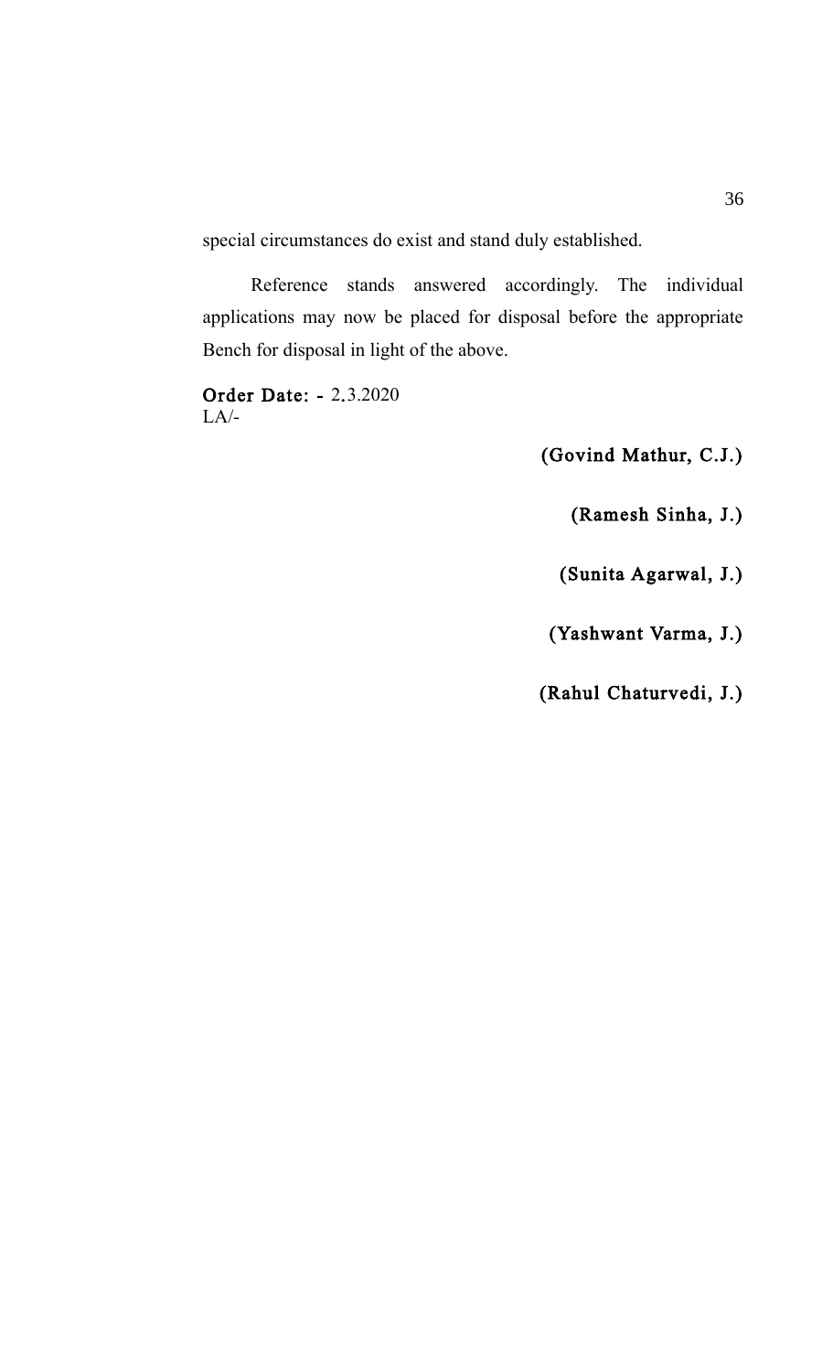special circumstances do exist and stand duly established.

Reference stands answered accordingly. The individual applications may now be placed for disposal before the appropriate Bench for disposal in light of the above.

**Order Date: -** 2.3.2020
LA/-

**(Govind Mathur, C.J.)**

**(Ramesh Sinha, J.)**

**(Sunita Agarwal, J.)**

**(Yashwant Varma, J.)**

**(Rahul Chaturvedi, J.)**